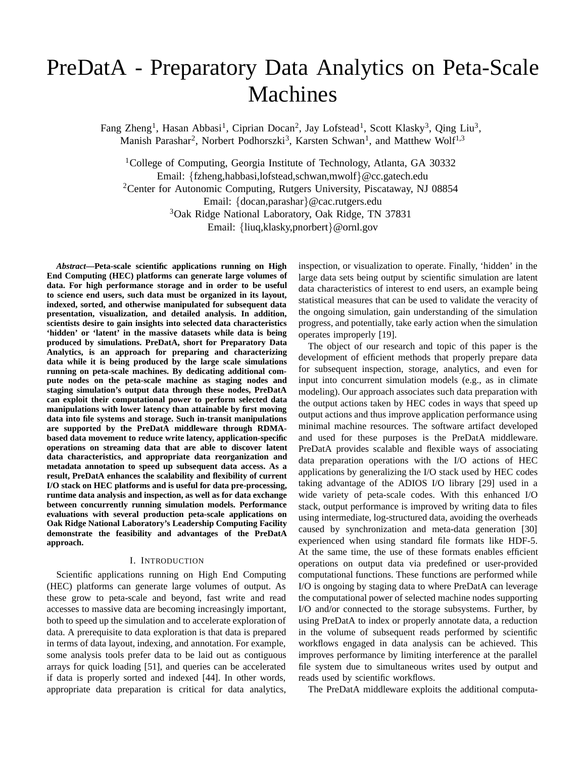# PreDatA - Preparatory Data Analytics on Peta-Scale Machines

Fang Zheng[1], Hasan Abbasi[1], Ciprian Docan[2], Jay Lofstead[1], Scott Klasky[3], Qing Liu[3], Manish Parashar[2], Norbert Podhorszki[3], Karsten Schwan[1], and Matthew Wolf[1,3]

[1]College of Computing, Georgia Institute of Technology, Atlanta, GA 30332
Email: {fzheng,habbasi,lofstead,schwan,mwolf}@cc.gatech.edu
[2]Center for Autonomic Computing, Rutgers University, Piscataway, NJ 08854
Email: {docan,parashar}@cac.rutgers.edu
[3]Oak Ridge National Laboratory, Oak Ridge, TN 37831
Email: {liuq,klasky,pnorbert}@ornl.gov

***Abstract*—Peta-scale scientific applications running on High End Computing (HEC) platforms can generate large volumes of data. For high performance storage and in order to be useful to science end users, such data must be organized in its layout, indexed, sorted, and otherwise manipulated for subsequent data presentation, visualization, and detailed analysis. In addition, scientists desire to gain insights into selected data characteristics 'hidden' or 'latent' in the massive datasets while data is being produced by simulations. PreDatA, short for Preparatory Data Analytics, is an approach for preparing and characterizing data while it is being produced by the large scale simulations running on peta-scale machines. By dedicating additional compute nodes on the peta-scale machine as staging nodes and staging simulation's output data through these nodes, PreDatA can exploit their computational power to perform selected data manipulations with lower latency than attainable by first moving data into file systems and storage. Such in-transit manipulations are supported by the PreDatA middleware through RDMA-based data movement to reduce write latency, application-specific operations on streaming data that are able to discover latent data characteristics, and appropriate data reorganization and metadata annotation to speed up subsequent data access. As a result, PreDatA enhances the scalability and flexibility of current I/O stack on HEC platforms and is useful for data pre-processing, runtime data analysis and inspection, as well as for data exchange between concurrently running simulation models. Performance evaluations with several production peta-scale applications on Oak Ridge National Laboratory's Leadership Computing Facility demonstrate the feasibility and advantages of the PreDatA approach.**

## I. Introduction

Scientific applications running on High End Computing (HEC) platforms can generate large volumes of output. As these grow to peta-scale and beyond, fast write and read accesses to massive data are becoming increasingly important, both to speed up the simulation and to accelerate exploration of data. A prerequisite to data exploration is that data is prepared in terms of data layout, indexing, and annotation. For example, some analysis tools prefer data to be laid out as contiguous arrays for quick loading [51], and queries can be accelerated if data is properly sorted and indexed [44]. In other words, appropriate data preparation is critical for data analytics, inspection, or visualization to operate. Finally, 'hidden' in the large data sets being output by scientific simulation are latent data characteristics of interest to end users, an example being statistical measures that can be used to validate the veracity of the ongoing simulation, gain understanding of the simulation progress, and potentially, take early action when the simulation operates improperly [19].

The object of our research and topic of this paper is the development of efficient methods that properly prepare data for subsequent inspection, storage, analytics, and even for input into concurrent simulation models (e.g., as in climate modeling). Our approach associates such data preparation with the output actions taken by HEC codes in ways that speed up output actions and thus improve application performance using minimal machine resources. The software artifact developed and used for these purposes is the PreDatA middleware. PreDatA provides scalable and flexible ways of associating data preparation operations with the I/O actions of HEC applications by generalizing the I/O stack used by HEC codes taking advantage of the ADIOS I/O library [29] used in a wide variety of peta-scale codes. With this enhanced I/O stack, output performance is improved by writing data to files using intermediate, log-structured data, avoiding the overheads caused by synchronization and meta-data generation [30] experienced when using standard file formats like HDF-5. At the same time, the use of these formats enables efficient operations on output data via predefined or user-provided computational functions. These functions are performed while I/O is ongoing by staging data to where PreDatA can leverage the computational power of selected machine nodes supporting I/O and/or connected to the storage subsystems. Further, by using PreDatA to index or properly annotate data, a reduction in the volume of subsequent reads performed by scientific workflows engaged in data analysis can be achieved. This improves performance by limiting interference at the parallel file system due to simultaneous writes used by output and reads used by scientific workflows.

The PreDatA middleware exploits the additional computa-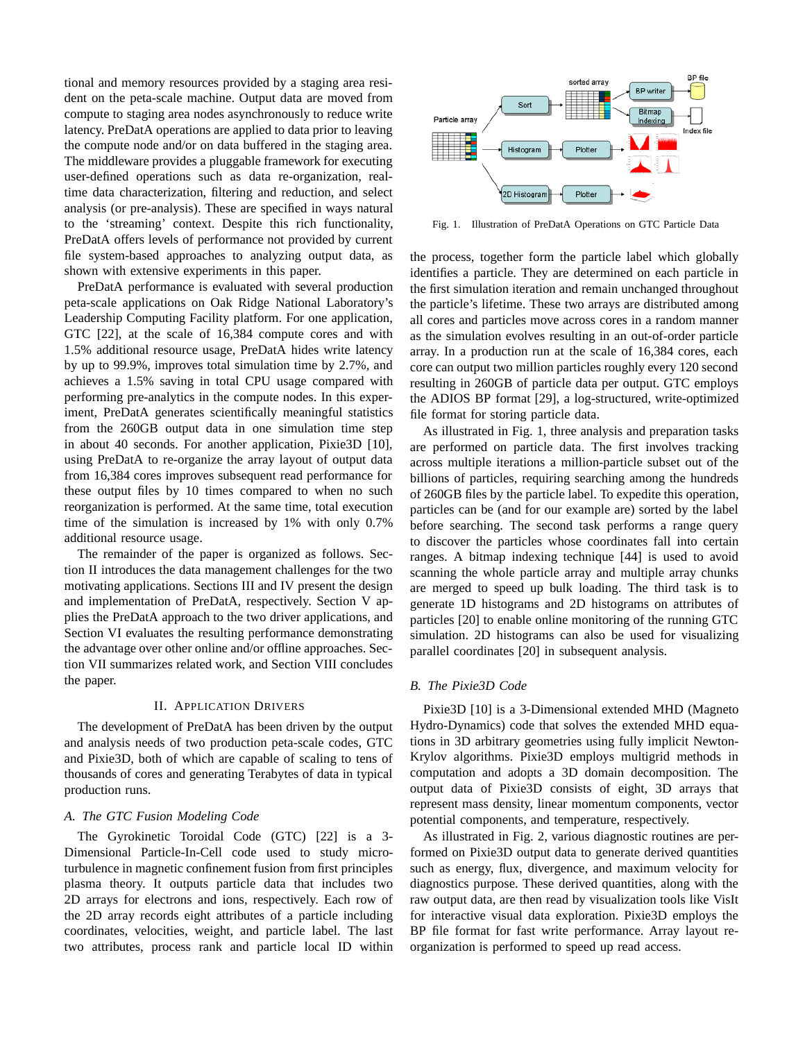tional and memory resources provided by a staging area resident on the peta-scale machine. Output data are moved from compute to staging area nodes asynchronously to reduce write latency. PreDatA operations are applied to data prior to leaving the compute node and/or on data buffered in the staging area. The middleware provides a pluggable framework for executing user-defined operations such as data re-organization, real-time data characterization, filtering and reduction, and select analysis (or pre-analysis). These are specified in ways natural to the 'streaming' context. Despite this rich functionality, PreDatA offers levels of performance not provided by current file system-based approaches to analyzing output data, as shown with extensive experiments in this paper.

PreDatA performance is evaluated with several production peta-scale applications on Oak Ridge National Laboratory's Leadership Computing Facility platform. For one application, GTC [22], at the scale of 16,384 compute cores and with 1.5% additional resource usage, PreDatA hides write latency by up to 99.9%, improves total simulation time by 2.7%, and achieves a 1.5% saving in total CPU usage compared with performing pre-analytics in the compute nodes. In this experiment, PreDatA generates scientifically meaningful statistics from the 260GB output data in one simulation time step in about 40 seconds. For another application, Pixie3D [10], using PreDatA to re-organize the array layout of output data from 16,384 cores improves subsequent read performance for these output files by 10 times compared to when no such reorganization is performed. At the same time, total execution time of the simulation is increased by 1% with only 0.7% additional resource usage.

The remainder of the paper is organized as follows. Section II introduces the data management challenges for the two motivating applications. Sections III and IV present the design and implementation of PreDatA, respectively. Section V applies the PreDatA approach to the two driver applications, and Section VI evaluates the resulting performance demonstrating the advantage over other online and/or offline approaches. Section VII summarizes related work, and Section VIII concludes the paper.

## II. Application Drivers

The development of PreDatA has been driven by the output and analysis needs of two production peta-scale codes, GTC and Pixie3D, both of which are capable of scaling to tens of thousands of cores and generating Terabytes of data in typical production runs.

### *A. The GTC Fusion Modeling Code*

The Gyrokinetic Toroidal Code (GTC) [22] is a 3-Dimensional Particle-In-Cell code used to study microturbulence in magnetic confinement fusion from first principles plasma theory. It outputs particle data that includes two 2D arrays for electrons and ions, respectively. Each row of the 2D array records eight attributes of a particle including coordinates, velocities, weight, and particle label. The last two attributes, process rank and particle local ID within the process, together form the particle label which globally identifies a particle. They are determined on each particle in the first simulation iteration and remain unchanged throughout the particle's lifetime. These two arrays are distributed among all cores and particles move across cores in a random manner as the simulation evolves resulting in an out-of-order particle array. In a production run at the scale of 16,384 cores, each core can output two million particles roughly every 120 second resulting in 260GB of particle data per output. GTC employs the ADIOS BP format [29], a log-structured, write-optimized file format for storing particle data.

Fig. 1. Illustration of PreDatA Operations on GTC Particle Data

As illustrated in Fig. 1, three analysis and preparation tasks are performed on particle data. The first involves tracking across multiple iterations a million-particle subset out of the billions of particles, requiring searching among the hundreds of 260GB files by the particle label. To expedite this operation, particles can be (and for our example are) sorted by the label before searching. The second task performs a range query to discover the particles whose coordinates fall into certain ranges. A bitmap indexing technique [44] is used to avoid scanning the whole particle array and multiple array chunks are merged to speed up bulk loading. The third task is to generate 1D histograms and 2D histograms on attributes of particles [20] to enable online monitoring of the running GTC simulation. 2D histograms can also be used for visualizing parallel coordinates [20] in subsequent analysis.

### *B. The Pixie3D Code*

Pixie3D [10] is a 3-Dimensional extended MHD (Magneto Hydro-Dynamics) code that solves the extended MHD equations in 3D arbitrary geometries using fully implicit Newton-Krylov algorithms. Pixie3D employs multigrid methods in computation and adopts a 3D domain decomposition. The output data of Pixie3D consists of eight, 3D arrays that represent mass density, linear momentum components, vector potential components, and temperature, respectively.

As illustrated in Fig. 2, various diagnostic routines are performed on Pixie3D output data to generate derived quantities such as energy, flux, divergence, and maximum velocity for diagnostics purpose. These derived quantities, along with the raw output data, are then read by visualization tools like VisIt for interactive visual data exploration. Pixie3D employs the BP file format for fast write performance. Array layout re-organization is performed to speed up read access.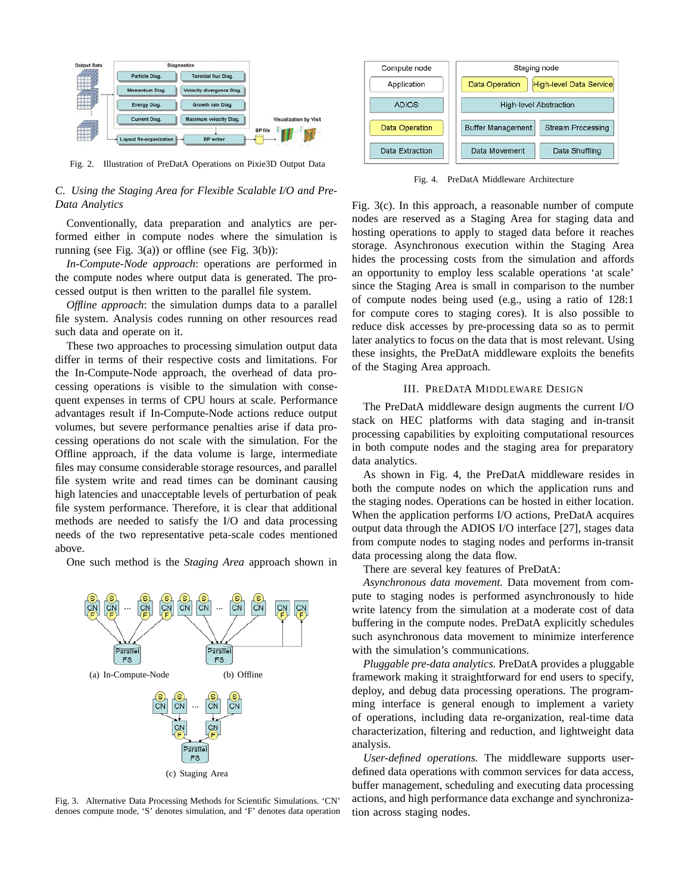Fig. 2. Illustration of PreDatA Operations on Pixie3D Output Data

### C. Using the Staging Area for Flexible Scalable I/O and Pre-Data Analytics

Conventionally, data preparation and analytics are performed either in compute nodes where the simulation is running (see Fig. 3(a)) or offline (see Fig. 3(b)):

*In-Compute-Node approach*: operations are performed in the compute nodes where output data is generated. The processed output is then written to the parallel file system.

*Offline approach*: the simulation dumps data to a parallel file system. Analysis codes running on other resources read such data and operate on it.

These two approaches to processing simulation output data differ in terms of their respective costs and limitations. For the In-Compute-Node approach, the overhead of data processing operations is visible to the simulation with consequent expenses in terms of CPU hours at scale. Performance advantages result if In-Compute-Node actions reduce output volumes, but severe performance penalties arise if data processing operations do not scale with the simulation. For the Offline approach, if the data volume is large, intermediate files may consume considerable storage resources, and parallel file system write and read times can be dominant causing high latencies and unacceptable levels of perturbation of peak file system performance. Therefore, it is clear that additional methods are needed to satisfy the I/O and data processing needs of the two representative peta-scale codes mentioned above.

One such method is the *Staging Area* approach shown in Fig. 3(c). In this approach, a reasonable number of compute nodes are reserved as a Staging Area for staging data and hosting operations to apply to staged data before it reaches storage. Asynchronous execution within the Staging Area hides the processing costs from the simulation and affords an opportunity to employ less scalable operations 'at scale' since the Staging Area is small in comparison to the number of compute nodes being used (e.g., using a ratio of 128:1 for compute cores to staging cores). It is also possible to reduce disk accesses by pre-processing data so as to permit later analytics to focus on the data that is most relevant. Using these insights, the PreDatA middleware exploits the benefits of the Staging Area approach.

(a) In-Compute-Node (b) Offline

(c) Staging Area

Fig. 3. Alternative Data Processing Methods for Scientific Simulations. 'CN' denoes compute tnode, 'S' denotes simulation, and 'F' denotes data operation

Fig. 4. PreDatA Middleware Architecture

## III. PreDatA Middleware Design

The PreDatA middleware design augments the current I/O stack on HEC platforms with data staging and in-transit processing capabilities by exploiting computational resources in both compute nodes and the staging area for preparatory data analytics.

As shown in Fig. 4, the PreDatA middleware resides in both the compute nodes on which the application runs and the staging nodes. Operations can be hosted in either location. When the application performs I/O actions, PreDatA acquires output data through the ADIOS I/O interface [27], stages data from compute nodes to staging nodes and performs in-transit data processing along the data flow.

There are several key features of PreDatA:

*Asynchronous data movement.* Data movement from compute to staging nodes is performed asynchronously to hide write latency from the simulation at a moderate cost of data buffering in the compute nodes. PreDatA explicitly schedules such asynchronous data movement to minimize interference with the simulation's communications.

*Pluggable pre-data analytics.* PreDatA provides a pluggable framework making it straightforward for end users to specify, deploy, and debug data processing operations. The programming interface is general enough to implement a variety of operations, including data re-organization, real-time data characterization, filtering and reduction, and lightweight data analysis.

*User-defined operations.* The middleware supports user-defined data operations with common services for data access, buffer management, scheduling and executing data processing actions, and high performance data exchange and synchronization across staging nodes.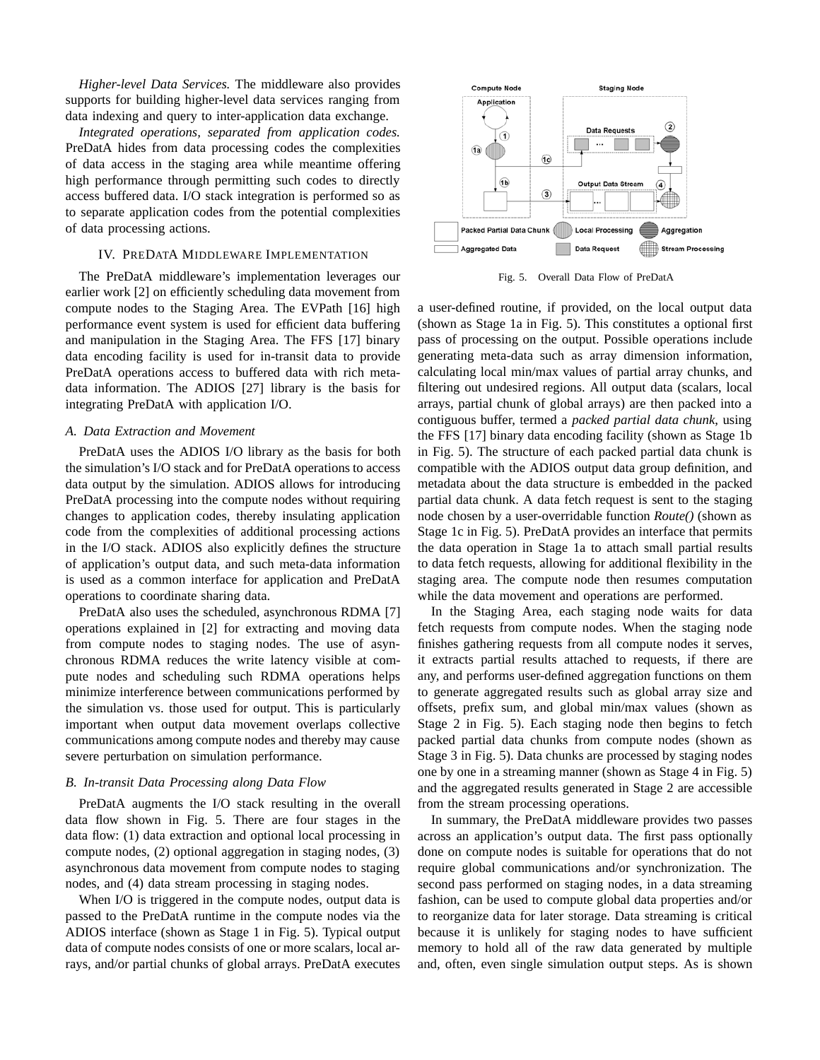*Higher-level Data Services.* The middleware also provides supports for building higher-level data services ranging from data indexing and query to inter-application data exchange.

*Integrated operations, separated from application codes.* PreDatA hides from data processing codes the complexities of data access in the staging area while meantime offering high performance through permitting such codes to directly access buffered data. I/O stack integration is performed so as to separate application codes from the potential complexities of data processing actions.

## IV. PREDATA MIDDLEWARE IMPLEMENTATION

The PreDatA middleware's implementation leverages our earlier work [2] on efficiently scheduling data movement from compute nodes to the Staging Area. The EVPath [16] high performance event system is used for efficient data buffering and manipulation in the Staging Area. The FFS [17] binary data encoding facility is used for in-transit data to provide PreDatA operations access to buffered data with rich metadata information. The ADIOS [27] library is the basis for integrating PreDatA with application I/O.

### A. Data Extraction and Movement

PreDatA uses the ADIOS I/O library as the basis for both the simulation's I/O stack and for PreDatA operations to access data output by the simulation. ADIOS allows for introducing PreDatA processing into the compute nodes without requiring changes to application codes, thereby insulating application code from the complexities of additional processing actions in the I/O stack. ADIOS also explicitly defines the structure of application's output data, and such meta-data information is used as a common interface for application and PreDatA operations to coordinate sharing data.

PreDatA also uses the scheduled, asynchronous RDMA [7] operations explained in [2] for extracting and moving data from compute nodes to staging nodes. The use of asynchronous RDMA reduces the write latency visible at compute nodes and scheduling such RDMA operations helps minimize interference between communications performed by the simulation vs. those used for output. This is particularly important when output data movement overlaps collective communications among compute nodes and thereby may cause severe perturbation on simulation performance.

### B. In-transit Data Processing along Data Flow

PreDatA augments the I/O stack resulting in the overall data flow shown in Fig. 5. There are four stages in the data flow: (1) data extraction and optional local processing in compute nodes, (2) optional aggregation in staging nodes, (3) asynchronous data movement from compute nodes to staging nodes, and (4) data stream processing in staging nodes.

When I/O is triggered in the compute nodes, output data is passed to the PreDatA runtime in the compute nodes via the ADIOS interface (shown as Stage 1 in Fig. 5). Typical output data of compute nodes consists of one or more scalars, local arrays, and/or partial chunks of global arrays. PreDatA executes a user-defined routine, if provided, on the local output data (shown as Stage 1a in Fig. 5). This constitutes a optional first pass of processing on the output. Possible operations include generating meta-data such as array dimension information, calculating local min/max values of partial array chunks, and filtering out undesired regions. All output data (scalars, local arrays, partial chunk of global arrays) are then packed into a contiguous buffer, termed a *packed partial data chunk*, using the FFS [17] binary data encoding facility (shown as Stage 1b in Fig. 5). The structure of each packed partial data chunk is compatible with the ADIOS output data group definition, and metadata about the data structure is embedded in the packed partial data chunk. A data fetch request is sent to the staging node chosen by a user-overridable function *Route()* (shown as Stage 1c in Fig. 5). PreDatA provides an interface that permits the data operation in Stage 1a to attach small partial results to data fetch requests, allowing for additional flexibility in the staging area. The compute node then resumes computation while the data movement and operations are performed.

Fig. 5. Overall Data Flow of PreDatA

In the Staging Area, each staging node waits for data fetch requests from compute nodes. When the staging node finishes gathering requests from all compute nodes it serves, it extracts partial results attached to requests, if there are any, and performs user-defined aggregation functions on them to generate aggregated results such as global array size and offsets, prefix sum, and global min/max values (shown as Stage 2 in Fig. 5). Each staging node then begins to fetch packed partial data chunks from compute nodes (shown as Stage 3 in Fig. 5). Data chunks are processed by staging nodes one by one in a streaming manner (shown as Stage 4 in Fig. 5) and the aggregated results generated in Stage 2 are accessible from the stream processing operations.

In summary, the PreDatA middleware provides two passes across an application's output data. The first pass optionally done on compute nodes is suitable for operations that do not require global communications and/or synchronization. The second pass performed on staging nodes, in a data streaming fashion, can be used to compute global data properties and/or to reorganize data for later storage. Data streaming is critical because it is unlikely for staging nodes to have sufficient memory to hold all of the raw data generated by multiple and, often, even single simulation output steps. As is shown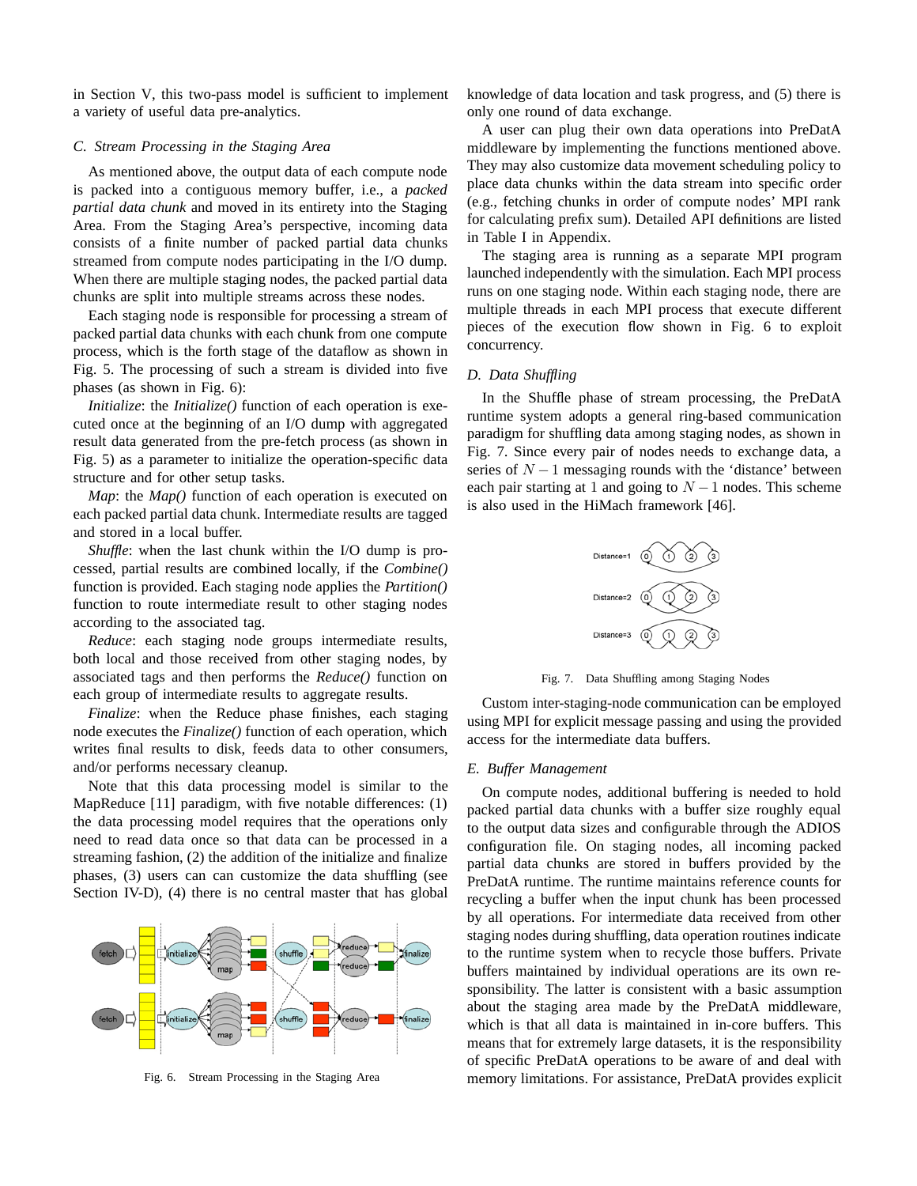in Section V, this two-pass model is sufficient to implement a variety of useful data pre-analytics.

### C. Stream Processing in the Staging Area

As mentioned above, the output data of each compute node is packed into a contiguous memory buffer, i.e., a *packed partial data chunk* and moved in its entirety into the Staging Area. From the Staging Area's perspective, incoming data consists of a finite number of packed partial data chunks streamed from compute nodes participating in the I/O dump. When there are multiple staging nodes, the packed partial data chunks are split into multiple streams across these nodes.

Each staging node is responsible for processing a stream of packed partial data chunks with each chunk from one compute process, which is the forth stage of the dataflow as shown in Fig. 5. The processing of such a stream is divided into five phases (as shown in Fig. 6):

*Initialize*: the *Initialize()* function of each operation is executed once at the beginning of an I/O dump with aggregated result data generated from the pre-fetch process (as shown in Fig. 5) as a parameter to initialize the operation-specific data structure and for other setup tasks.

*Map*: the *Map()* function of each operation is executed on each packed partial data chunk. Intermediate results are tagged and stored in a local buffer.

*Shuffle*: when the last chunk within the I/O dump is processed, partial results are combined locally, if the *Combine()* function is provided. Each staging node applies the *Partition()* function to route intermediate result to other staging nodes according to the associated tag.

*Reduce*: each staging node groups intermediate results, both local and those received from other staging nodes, by associated tags and then performs the *Reduce()* function on each group of intermediate results to aggregate results.

*Finalize*: when the Reduce phase finishes, each staging node executes the *Finalize()* function of each operation, which writes final results to disk, feeds data to other consumers, and/or performs necessary cleanup.

Note that this data processing model is similar to the MapReduce [11] paradigm, with five notable differences: (1) the data processing model requires that the operations only need to read data once so that data can be processed in a streaming fashion, (2) the addition of the initialize and finalize phases, (3) users can can customize the data shuffling (see Section IV-D), (4) there is no central master that has global knowledge of data location and task progress, and (5) there is only one round of data exchange.

Fig. 6. Stream Processing in the Staging Area

A user can plug their own data operations into PreDatA middleware by implementing the functions mentioned above. They may also customize data movement scheduling policy to place data chunks within the data stream into specific order (e.g., fetching chunks in order of compute nodes' MPI rank for calculating prefix sum). Detailed API definitions are listed in Table I in Appendix.

The staging area is running as a separate MPI program launched independently with the simulation. Each MPI process runs on one staging node. Within each staging node, there are multiple threads in each MPI process that execute different pieces of the execution flow shown in Fig. 6 to exploit concurrency.

### D. Data Shuffling

In the Shuffle phase of stream processing, the PreDatA runtime system adopts a general ring-based communication paradigm for shuffling data among staging nodes, as shown in Fig. 7. Since every pair of nodes needs to exchange data, a series of $N-1$ messaging rounds with the 'distance' between each pair starting at 1 and going to $N-1$ nodes. This scheme is also used in the HiMach framework [46].

Fig. 7. Data Shuffling among Staging Nodes

Custom inter-staging-node communication can be employed using MPI for explicit message passing and using the provided access for the intermediate data buffers.

### E. Buffer Management

On compute nodes, additional buffering is needed to hold packed partial data chunks with a buffer size roughly equal to the output data sizes and configurable through the ADIOS configuration file. On staging nodes, all incoming packed partial data chunks are stored in buffers provided by the PreDatA runtime. The runtime maintains reference counts for recycling a buffer when the input chunk has been processed by all operations. For intermediate data received from other staging nodes during shuffling, data operation routines indicate to the runtime system when to recycle those buffers. Private buffers maintained by individual operations are its own responsibility. The latter is consistent with a basic assumption about the staging area made by the PreDatA middleware, which is that all data is maintained in in-core buffers. This means that for extremely large datasets, it is the responsibility of specific PreDatA operations to be aware of and deal with memory limitations. For assistance, PreDatA provides explicit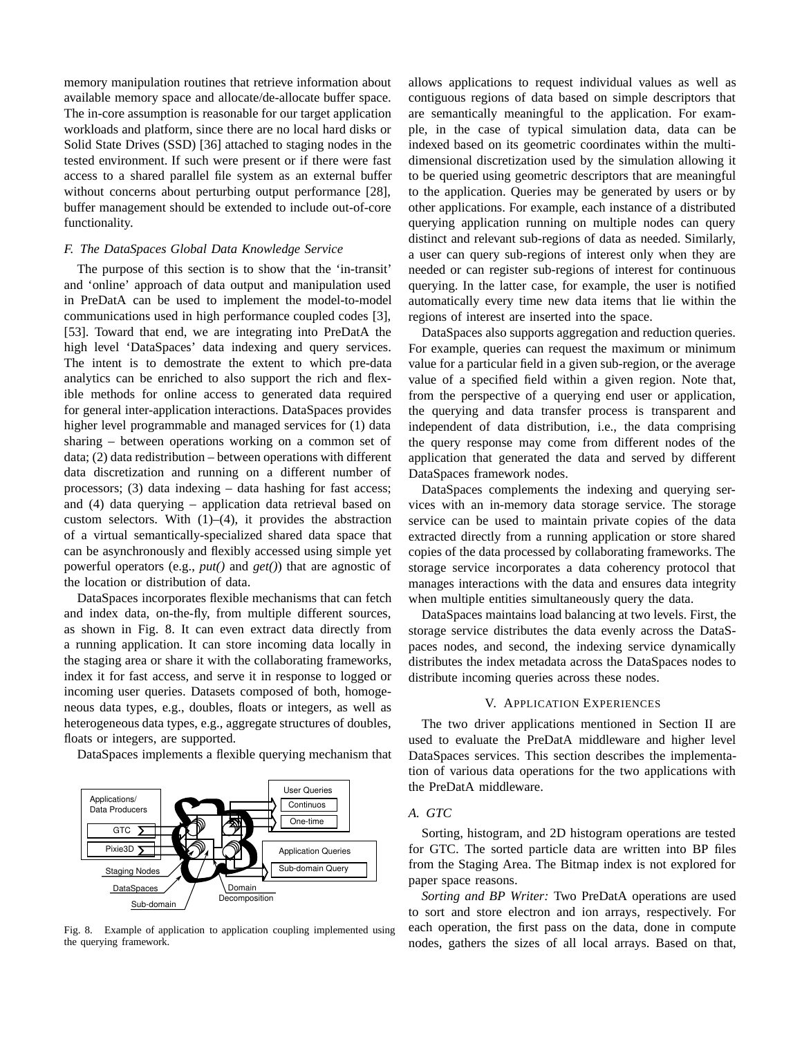memory manipulation routines that retrieve information about available memory space and allocate/de-allocate buffer space. The in-core assumption is reasonable for our target application workloads and platform, since there are no local hard disks or Solid State Drives (SSD) [36] attached to staging nodes in the tested environment. If such were present or if there were fast access to a shared parallel file system as an external buffer without concerns about perturbing output performance [28], buffer management should be extended to include out-of-core functionality.

### *F. The DataSpaces Global Data Knowledge Service*

The purpose of this section is to show that the 'in-transit' and 'online' approach of data output and manipulation used in PreDatA can be used to implement the model-to-model communications used in high performance coupled codes [3], [53]. Toward that end, we are integrating into PreDatA the high level 'DataSpaces' data indexing and query services. The intent is to demonstrate the extent to which pre-data analytics can be enriched to also support the rich and flexible methods for online access to generated data required for general inter-application interactions. DataSpaces provides higher level programmable and managed services for (1) data sharing – between operations working on a common set of data; (2) data redistribution – between operations with different data discretization and running on a different number of processors; (3) data indexing – data hashing for fast access; and (4) data querying – application data retrieval based on custom selectors. With (1)–(4), it provides the abstraction of a virtual semantically-specialized shared data space that can be asynchronously and flexibly accessed using simple yet powerful operators (e.g., *put()* and *get()*) that are agnostic of the location or distribution of data.

DataSpaces incorporates flexible mechanisms that can fetch and index data, on-the-fly, from multiple different sources, as shown in Fig. 8. It can even extract data directly from a running application. It can store incoming data locally in the staging area or share it with the collaborating frameworks, index it for fast access, and serve it in response to logged or incoming user queries. Datasets composed of both, homogeneous data types, e.g., doubles, floats or integers, as well as heterogeneous data types, e.g., aggregate structures of doubles, floats or integers, are supported.

DataSpaces implements a flexible querying mechanism that allows applications to request individual values as well as contiguous regions of data based on simple descriptors that are semantically meaningful to the application. For example, in the case of typical simulation data, data can be indexed based on its geometric coordinates within the multi-dimensional discretization used by the simulation allowing it to be queried using geometric descriptors that are meaningful to the application. Queries may be generated by users or by other applications. For example, each instance of a distributed querying application running on multiple nodes can query distinct and relevant sub-regions of data as needed. Similarly, a user can query sub-regions of interest only when they are needed or can register sub-regions of interest for continuous querying. In the latter case, for example, the user is notified automatically every time new data items that lie within the regions of interest are inserted into the space.

Fig. 8. Example of application to application coupling implemented using the querying framework.

DataSpaces also supports aggregation and reduction queries. For example, queries can request the maximum or minimum value for a particular field in a given sub-region, or the average value of a specified field within a given region. Note that, from the perspective of a querying end user or application, the querying and data transfer process is transparent and independent of data distribution, i.e., the data comprising the query response may come from different nodes of the application that generated the data and served by different DataSpaces framework nodes.

DataSpaces complements the indexing and querying services with an in-memory data storage service. The storage service can be used to maintain private copies of the data extracted directly from a running application or store shared copies of the data processed by collaborating frameworks. The storage service incorporates a data coherency protocol that manages interactions with the data and ensures data integrity when multiple entities simultaneously query the data.

DataSpaces maintains load balancing at two levels. First, the storage service distributes the data evenly across the DataSpaces nodes, and second, the indexing service dynamically distributes the index metadata across the DataSpaces nodes to distribute incoming queries across these nodes.

## V. Application Experiences

The two driver applications mentioned in Section II are used to evaluate the PreDatA middleware and higher level DataSpaces services. This section describes the implementation of various data operations for the two applications with the PreDatA middleware.

### *A. GTC*

Sorting, histogram, and 2D histogram operations are tested for GTC. The sorted particle data are written into BP files from the Staging Area. The Bitmap index is not explored for paper space reasons.

*Sorting and BP Writer:* Two PreDatA operations are used to sort and store electron and ion arrays, respectively. For each operation, the first pass on the data, done in compute nodes, gathers the sizes of all local arrays. Based on that,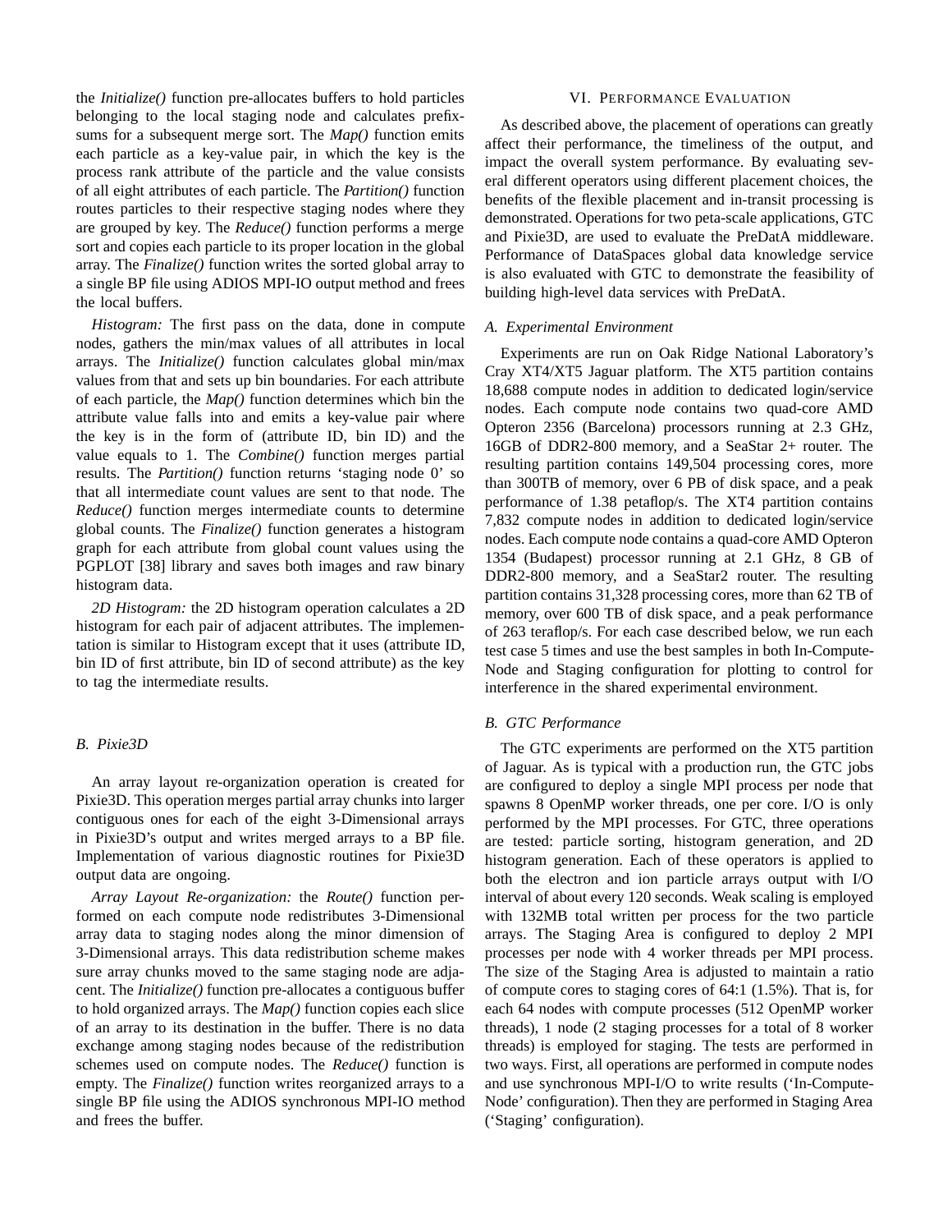the *Initialize()* function pre-allocates buffers to hold particles belonging to the local staging node and calculates prefix-sums for a subsequent merge sort. The *Map()* function emits each particle as a key-value pair, in which the key is the process rank attribute of the particle and the value consists of all eight attributes of each particle. The *Partition()* function routes particles to their respective staging nodes where they are grouped by key. The *Reduce()* function performs a merge sort and copies each particle to its proper location in the global array. The *Finalize()* function writes the sorted global array to a single BP file using ADIOS MPI-IO output method and frees the local buffers.

*Histogram:* The first pass on the data, done in compute nodes, gathers the min/max values of all attributes in local arrays. The *Initialize()* function calculates global min/max values from that and sets up bin boundaries. For each attribute of each particle, the *Map()* function determines which bin the attribute value falls into and emits a key-value pair where the key is in the form of (attribute ID, bin ID) and the value equals to 1. The *Combine()* function merges partial results. The *Partition()* function returns 'staging node 0' so that all intermediate count values are sent to that node. The *Reduce()* function merges intermediate counts to determine global counts. The *Finalize()* function generates a histogram graph for each attribute from global count values using the PGPLOT [38] library and saves both images and raw binary histogram data.

*2D Histogram:* the 2D histogram operation calculates a 2D histogram for each pair of adjacent attributes. The implementation is similar to Histogram except that it uses (attribute ID, bin ID of first attribute, bin ID of second attribute) as the key to tag the intermediate results.

### B. Pixie3D

An array layout re-organization operation is created for Pixie3D. This operation merges partial array chunks into larger contiguous ones for each of the eight 3-Dimensional arrays in Pixie3D's output and writes merged arrays to a BP file. Implementation of various diagnostic routines for Pixie3D output data are ongoing.

*Array Layout Re-organization:* the *Route()* function performed on each compute node redistributes 3-Dimensional array data to staging nodes along the minor dimension of 3-Dimensional arrays. This data redistribution scheme makes sure array chunks moved to the same staging node are adjacent. The *Initialize()* function pre-allocates a contiguous buffer to hold organized arrays. The *Map()* function copies each slice of an array to its destination in the buffer. There is no data exchange among staging nodes because of the redistribution schemes used on compute nodes. The *Reduce()* function is empty. The *Finalize()* function writes reorganized arrays to a single BP file using the ADIOS synchronous MPI-IO method and frees the buffer.

## VI. Performance Evaluation

As described above, the placement of operations can greatly affect their performance, the timeliness of the output, and impact the overall system performance. By evaluating several different operators using different placement choices, the benefits of the flexible placement and in-transit processing is demonstrated. Operations for two peta-scale applications, GTC and Pixie3D, are used to evaluate the PreDatA middleware. Performance of DataSpaces global data knowledge service is also evaluated with GTC to demonstrate the feasibility of building high-level data services with PreDatA.

### A. Experimental Environment

Experiments are run on Oak Ridge National Laboratory's Cray XT4/XT5 Jaguar platform. The XT5 partition contains 18,688 compute nodes in addition to dedicated login/service nodes. Each compute node contains two quad-core AMD Opteron 2356 (Barcelona) processors running at 2.3 GHz, 16GB of DDR2-800 memory, and a SeaStar 2+ router. The resulting partition contains 149,504 processing cores, more than 300TB of memory, over 6 PB of disk space, and a peak performance of 1.38 petaflop/s. The XT4 partition contains 7,832 compute nodes in addition to dedicated login/service nodes. Each compute node contains a quad-core AMD Opteron 1354 (Budapest) processor running at 2.1 GHz, 8 GB of DDR2-800 memory, and a SeaStar2 router. The resulting partition contains 31,328 processing cores, more than 62 TB of memory, over 600 TB of disk space, and a peak performance of 263 teraflop/s. For each case described below, we run each test case 5 times and use the best samples in both In-Compute-Node and Staging configuration for plotting to control for interference in the shared experimental environment.

### B. GTC Performance

The GTC experiments are performed on the XT5 partition of Jaguar. As is typical with a production run, the GTC jobs are configured to deploy a single MPI process per node that spawns 8 OpenMP worker threads, one per core. I/O is only performed by the MPI processes. For GTC, three operations are tested: particle sorting, histogram generation, and 2D histogram generation. Each of these operators is applied to both the electron and ion particle arrays output with I/O interval of about every 120 seconds. Weak scaling is employed with 132MB total written per process for the two particle arrays. The Staging Area is configured to deploy 2 MPI processes per node with 4 worker threads per MPI process. The size of the Staging Area is adjusted to maintain a ratio of compute cores to staging cores of 64:1 (1.5%). That is, for each 64 nodes with compute processes (512 OpenMP worker threads), 1 node (2 staging processes for a total of 8 worker threads) is employed for staging. The tests are performed in two ways. First, all operations are performed in compute nodes and use synchronous MPI-I/O to write results ('In-Compute-Node' configuration). Then they are performed in Staging Area ('Staging' configuration).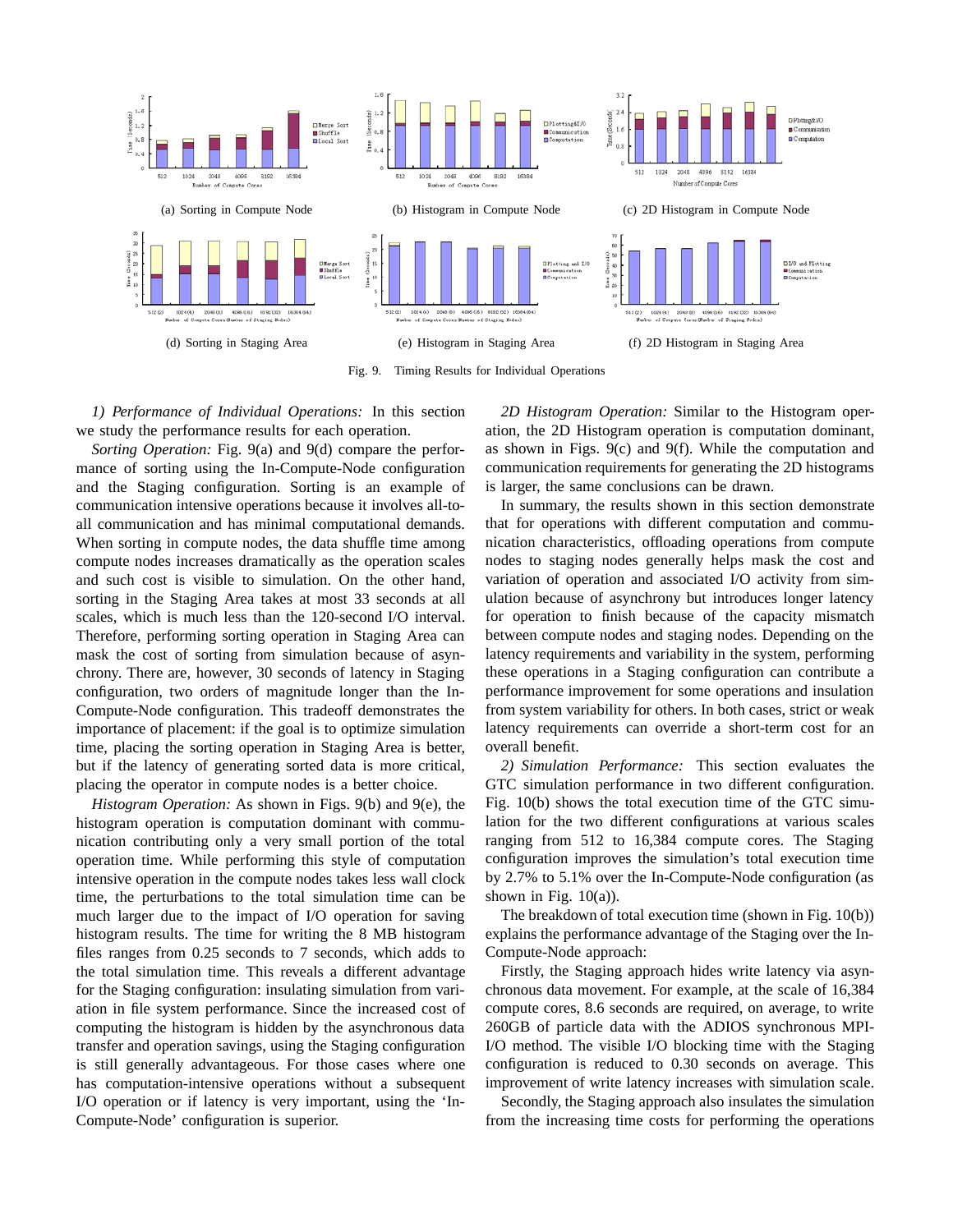(a) Sorting in Compute Node

(b) Histogram in Compute Node

(c) 2D Histogram in Compute Node

(d) Sorting in Staging Area

(e) Histogram in Staging Area

(f) 2D Histogram in Staging Area

Fig. 9. Timing Results for Individual Operations

*1) Performance of Individual Operations:* In this section we study the performance results for each operation.

*Sorting Operation:* Fig. 9(a) and 9(d) compare the performance of sorting using the In-Compute-Node configuration and the Staging configuration. Sorting is an example of communication intensive operations because it involves all-to-all communication and has minimal computational demands. When sorting in compute nodes, the data shuffle time among compute nodes increases dramatically as the operation scales and such cost is visible to simulation. On the other hand, sorting in the Staging Area takes at most 33 seconds at all scales, which is much less than the 120-second I/O interval. Therefore, performing sorting operation in Staging Area can mask the cost of sorting from simulation because of asynchrony. There are, however, 30 seconds of latency in Staging configuration, two orders of magnitude longer than the In-Compute-Node configuration. This tradeoff demonstrates the importance of placement: if the goal is to optimize simulation time, placing the sorting operation in Staging Area is better, but if the latency of generating sorted data is more critical, placing the operator in compute nodes is a better choice.

*Histogram Operation:* As shown in Figs. 9(b) and 9(e), the histogram operation is computation dominant with communication contributing only a very small portion of the total operation time. While performing this style of computation intensive operation in the compute nodes takes less wall clock time, the perturbations to the total simulation time can be much larger due to the impact of I/O operation for saving histogram results. The time for writing the 8 MB histogram files ranges from 0.25 seconds to 7 seconds, which adds to the total simulation time. This reveals a different advantage for the Staging configuration: insulating simulation from variation in file system performance. Since the increased cost of computing the histogram is hidden by the asynchronous data transfer and operation savings, using the Staging configuration is still generally advantageous. For those cases where one has computation-intensive operations without a subsequent I/O operation or if latency is very important, using the 'In-Compute-Node' configuration is superior.

*2D Histogram Operation:* Similar to the Histogram operation, the 2D Histogram operation is computation dominant, as shown in Figs. 9(c) and 9(f). While the computation and communication requirements for generating the 2D histograms is larger, the same conclusions can be drawn.

In summary, the results shown in this section demonstrate that for operations with different computation and communication characteristics, offloading operations from compute nodes to staging nodes generally helps mask the cost and variation of operation and associated I/O activity from simulation because of asynchrony but introduces longer latency for operation to finish because of the capacity mismatch between compute nodes and staging nodes. Depending on the latency requirements and variability in the system, performing these operations in a Staging configuration can contribute a performance improvement for some operations and insulation from system variability for others. In both cases, strict or weak latency requirements can override a short-term cost for an overall benefit.

*2) Simulation Performance:* This section evaluates the GTC simulation performance in two different configuration. Fig. 10(b) shows the total execution time of the GTC simulation for the two different configurations at various scales ranging from 512 to 16,384 compute cores. The Staging configuration improves the simulation's total execution time by 2.7% to 5.1% over the In-Compute-Node configuration (as shown in Fig. 10(a)).

The breakdown of total execution time (shown in Fig. 10(b)) explains the performance advantage of the Staging over the In-Compute-Node approach:

Firstly, the Staging approach hides write latency via asynchronous data movement. For example, at the scale of 16,384 compute cores, 8.6 seconds are required, on average, to write 260GB of particle data with the ADIOS synchronous MPI-I/O method. The visible I/O blocking time with the Staging configuration is reduced to 0.30 seconds on average. This improvement of write latency increases with simulation scale.

Secondly, the Staging approach also insulates the simulation from the increasing time costs for performing the operations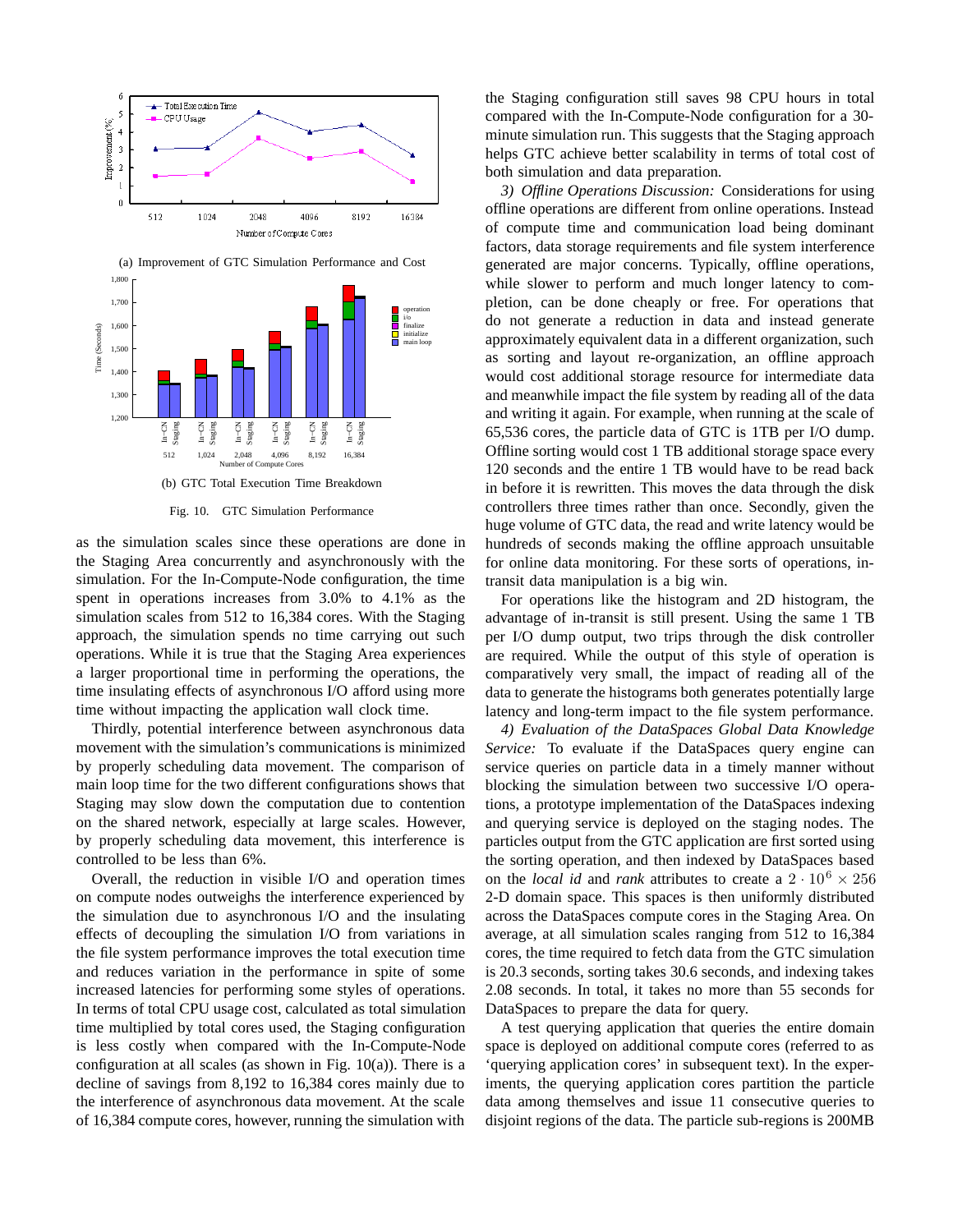(a) Improvement of GTC Simulation Performance and Cost

(b) GTC Total Execution Time Breakdown

Fig. 10. GTC Simulation Performance

as the simulation scales since these operations are done in the Staging Area concurrently and asynchronously with the simulation. For the In-Compute-Node configuration, the time spent in operations increases from 3.0% to 4.1% as the simulation scales from 512 to 16,384 cores. With the Staging approach, the simulation spends no time carrying out such operations. While it is true that the Staging Area experiences a larger proportional time in performing the operations, the time insulating effects of asynchronous I/O afford using more time without impacting the application wall clock time.

Thirdly, potential interference between asynchronous data movement with the simulation's communications is minimized by properly scheduling data movement. The comparison of main loop time for the two different configurations shows that Staging may slow down the computation due to contention on the shared network, especially at large scales. However, by properly scheduling data movement, this interference is controlled to be less than 6%.

Overall, the reduction in visible I/O and operation times on compute nodes outweighs the interference experienced by the simulation due to asynchronous I/O and the insulating effects of decoupling the simulation I/O from variations in the file system performance improves the total execution time and reduces variation in the performance in spite of some increased latencies for performing some styles of operations. In terms of total CPU usage cost, calculated as total simulation time multiplied by total cores used, the Staging configuration is less costly when compared with the In-Compute-Node configuration at all scales (as shown in Fig. 10(a)). There is a decline of savings from 8,192 to 16,384 cores mainly due to the interference of asynchronous data movement. At the scale of 16,384 compute cores, however, running the simulation with the Staging configuration still saves 98 CPU hours in total compared with the In-Compute-Node configuration for a 30-minute simulation run. This suggests that the Staging approach helps GTC achieve better scalability in terms of total cost of both simulation and data preparation.

*3) Offline Operations Discussion:* Considerations for using offline operations are different from online operations. Instead of compute time and communication load being dominant factors, data storage requirements and file system interference generated are major concerns. Typically, offline operations, while slower to perform and much longer latency to completion, can be done cheaply or free. For operations that do not generate a reduction in data and instead generate approximately equivalent data in a different organization, such as sorting and layout re-organization, an offline approach would cost additional storage resource for intermediate data and meanwhile impact the file system by reading all of the data and writing it again. For example, when running at the scale of 65,536 cores, the particle data of GTC is 1TB per I/O dump. Offline sorting would cost 1 TB additional storage space every 120 seconds and the entire 1 TB would have to be read back in before it is rewritten. This moves the data through the disk controllers three times rather than once. Secondly, given the huge volume of GTC data, the read and write latency would be hundreds of seconds making the offline approach unsuitable for online data monitoring. For these sorts of operations, in-transit data manipulation is a big win.

For operations like the histogram and 2D histogram, the advantage of in-transit is still present. Using the same 1 TB per I/O dump output, two trips through the disk controller are required. While the output of this style of operation is comparatively very small, the impact of reading all of the data to generate the histograms both generates potentially large latency and long-term impact to the file system performance.

*4) Evaluation of the DataSpaces Global Data Knowledge Service:* To evaluate if the DataSpaces query engine can service queries on particle data in a timely manner without blocking the simulation between two successive I/O operations, a prototype implementation of the DataSpaces indexing and querying service is deployed on the staging nodes. The particles output from the GTC application are first sorted using the sorting operation, and then indexed by DataSpaces based on the *local id* and *rank* attributes to create a $2 \cdot 10^6 \times 256$ 2-D domain space. This spaces is then uniformly distributed across the DataSpaces compute cores in the Staging Area. On average, at all simulation scales ranging from 512 to 16,384 cores, the time required to fetch data from the GTC simulation is 20.3 seconds, sorting takes 30.6 seconds, and indexing takes 2.08 seconds. In total, it takes no more than 55 seconds for DataSpaces to prepare the data for query.

A test querying application that queries the entire domain space is deployed on additional compute cores (referred to as 'querying application cores' in subsequent text). In the experiments, the querying application cores partition the particle data among themselves and issue 11 consecutive queries to disjoint regions of the data. The particle sub-regions is 200MB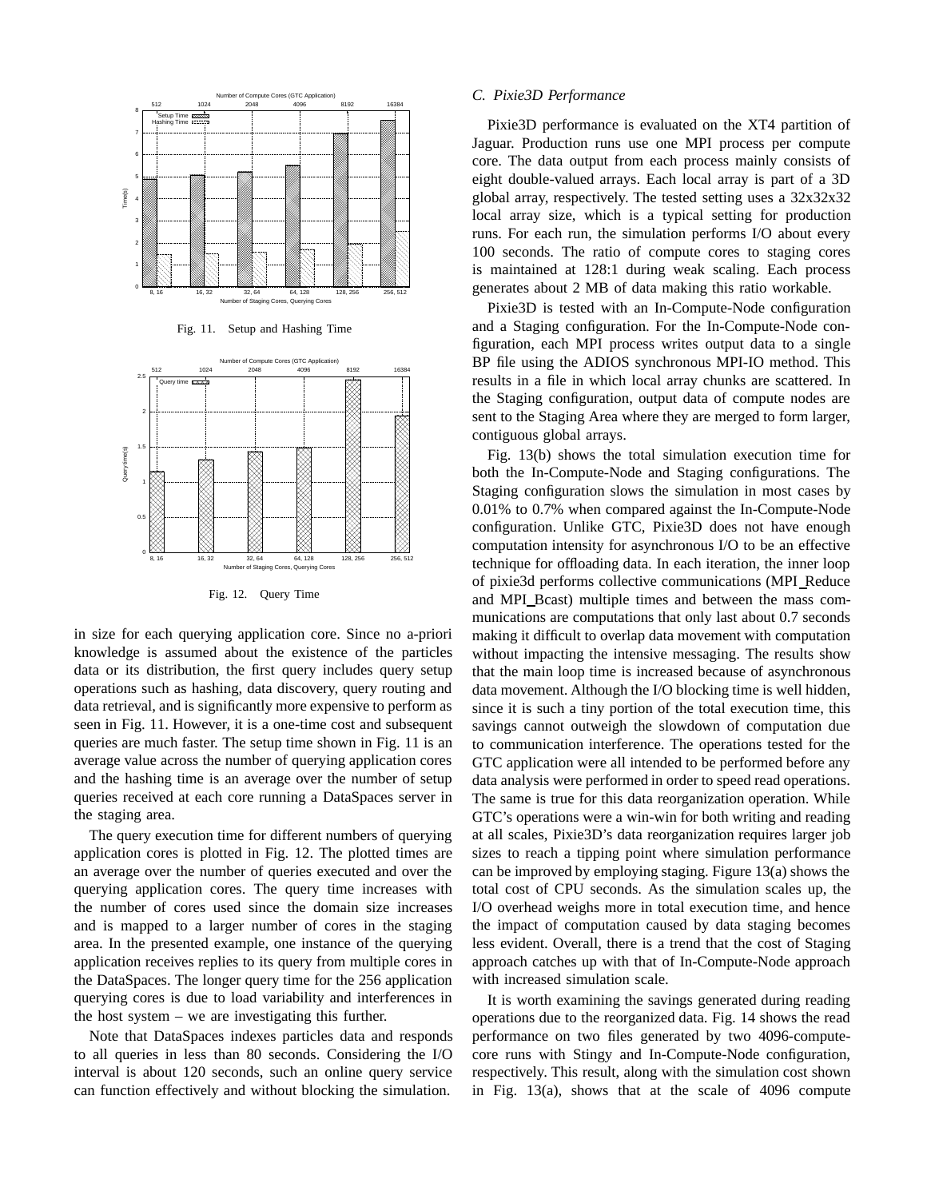Fig. 11. Setup and Hashing Time

Fig. 12. Query Time

in size for each querying application core. Since no a-priori knowledge is assumed about the existence of the particles data or its distribution, the first query includes query setup operations such as hashing, data discovery, query routing and data retrieval, and is significantly more expensive to perform as seen in Fig. 11. However, it is a one-time cost and subsequent queries are much faster. The setup time shown in Fig. 11 is an average value across the number of querying application cores and the hashing time is an average over the number of setup queries received at each core running a DataSpaces server in the staging area.

The query execution time for different numbers of querying application cores is plotted in Fig. 12. The plotted times are an average over the number of queries executed and over the querying application cores. The query time increases with the number of cores used since the domain size increases and is mapped to a larger number of cores in the staging area. In the presented example, one instance of the querying application receives replies to its query from multiple cores in the DataSpaces. The longer query time for the 256 application querying cores is due to load variability and interferences in the host system – we are investigating this further.

Note that DataSpaces indexes particles data and responds to all queries in less than 80 seconds. Considering the I/O interval is about 120 seconds, such an online query service can function effectively and without blocking the simulation.

### C. Pixie3D Performance

Pixie3D performance is evaluated on the XT4 partition of Jaguar. Production runs use one MPI process per compute core. The data output from each process mainly consists of eight double-valued arrays. Each local array is part of a 3D global array, respectively. The tested setting uses a 32x32x32 local array size, which is a typical setting for production runs. For each run, the simulation performs I/O about every 100 seconds. The ratio of compute cores to staging cores is maintained at 128:1 during weak scaling. Each process generates about 2 MB of data making this ratio workable.

Pixie3D is tested with an In-Compute-Node configuration and a Staging configuration. For the In-Compute-Node configuration, each MPI process writes output data to a single BP file using the ADIOS synchronous MPI-IO method. This results in a file in which local array chunks are scattered. In the Staging configuration, output data of compute nodes are sent to the Staging Area where they are merged to form larger, contiguous global arrays.

Fig. 13(b) shows the total simulation execution time for both the In-Compute-Node and Staging configurations. The Staging configuration slows the simulation in most cases by 0.01% to 0.7% when compared against the In-Compute-Node configuration. Unlike GTC, Pixie3D does not have enough computation intensity for asynchronous I/O to be an effective technique for offloading data. In each iteration, the inner loop of pixie3d performs collective communications (MPI_Reduce and MPI_Bcast) multiple times and between the mass communications are computations that only last about 0.7 seconds making it difficult to overlap data movement with computation without impacting the intensive messaging. The results show that the main loop time is increased because of asynchronous data movement. Although the I/O blocking time is well hidden, since it is such a tiny portion of the total execution time, this savings cannot outweigh the slowdown of computation due to communication interference. The operations tested for the GTC application were all intended to be performed before any data analysis were performed in order to speed read operations. The same is true for this data reorganization operation. While GTC's operations were a win-win for both writing and reading at all scales, Pixie3D's data reorganization requires larger job sizes to reach a tipping point where simulation performance can be improved by employing staging. Figure 13(a) shows the total cost of CPU seconds. As the simulation scales up, the I/O overhead weighs more in total execution time, and hence the impact of computation caused by data staging becomes less evident. Overall, there is a trend that the cost of Staging approach catches up with that of In-Compute-Node approach with increased simulation scale.

It is worth examining the savings generated during reading operations due to the reorganized data. Fig. 14 shows the read performance on two files generated by two 4096-compute-core runs with Stingy and In-Compute-Node configuration, respectively. This result, along with the simulation cost shown in Fig. 13(a), shows that at the scale of 4096 compute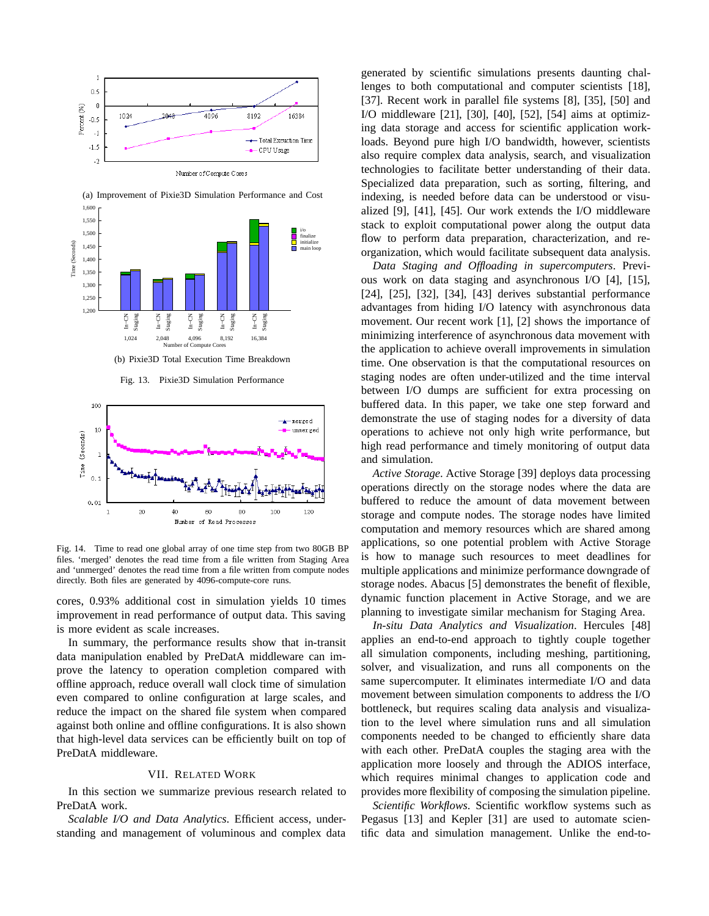(a) Improvement of Pixie3D Simulation Performance and Cost

(b) Pixie3D Total Execution Time Breakdown

Fig. 13. Pixie3D Simulation Performance

Fig. 14. Time to read one global array of one time step from two 80GB BP files. 'merged' denotes the read time from a file written from Staging Area and 'unmerged' denotes the read time from a file written from compute nodes directly. Both files are generated by 4096-compute-core runs.

cores, 0.93% additional cost in simulation yields 10 times improvement in read performance of output data. This saving is more evident as scale increases.

In summary, the performance results show that in-transit data manipulation enabled by PreDatA middleware can improve the latency to operation completion compared with offline approach, reduce overall wall clock time of simulation even compared to online configuration at large scales, and reduce the impact on the shared file system when compared against both online and offline configurations. It is also shown that high-level data services can be efficiently built on top of PreDatA middleware.

## VII. Related Work

In this section we summarize previous research related to PreDatA work.

*Scalable I/O and Data Analytics*. Efficient access, understanding and management of voluminous and complex data generated by scientific simulations presents daunting challenges to both computational and computer scientists [18], [37]. Recent work in parallel file systems [8], [35], [50] and I/O middleware [21], [30], [40], [52], [54] aims at optimizing data storage and access for scientific application workloads. Beyond pure high I/O bandwidth, however, scientists also require complex data analysis, search, and visualization technologies to facilitate better understanding of their data. Specialized data preparation, such as sorting, filtering, and indexing, is needed before data can be understood or visualized [9], [41], [45]. Our work extends the I/O middleware stack to exploit computational power along the output data flow to perform data preparation, characterization, and re-organization, which would facilitate subsequent data analysis.

*Data Staging and Offloading in supercomputers*. Previous work on data staging and asynchronous I/O [4], [15], [24], [25], [32], [34], [43] derives substantial performance advantages from hiding I/O latency with asynchronous data movement. Our recent work [1], [2] shows the importance of minimizing interference of asynchronous data movement with the application to achieve overall improvements in simulation time. One observation is that the computational resources on staging nodes are often under-utilized and the time interval between I/O dumps are sufficient for extra processing on buffered data. In this paper, we take one step forward and demonstrate the use of staging nodes for a diversity of data operations to achieve not only high write performance, but high read performance and timely monitoring of output data and simulation.

*Active Storage*. Active Storage [39] deploys data processing operations directly on the storage nodes where the data are buffered to reduce the amount of data movement between storage and compute nodes. The storage nodes have limited computation and memory resources which are shared among applications, so one potential problem with Active Storage is how to manage such resources to meet deadlines for multiple applications and minimize performance downgrade of storage nodes. Abacus [5] demonstrates the benefit of flexible, dynamic function placement in Active Storage, and we are planning to investigate similar mechanism for Staging Area.

*In-situ Data Analytics and Visualization*. Hercules [48] applies an end-to-end approach to tightly couple together all simulation components, including meshing, partitioning, solver, and visualization, and runs all components on the same supercomputer. It eliminates intermediate I/O and data movement between simulation components to address the I/O bottleneck, but requires scaling data analysis and visualization to the level where simulation runs and all simulation components needed to be changed to efficiently share data with each other. PreDatA couples the staging area with the application more loosely and through the ADIOS interface, which requires minimal changes to application code and provides more flexibility of composing the simulation pipeline.

*Scientific Workflows*. Scientific workflow systems such as Pegasus [13] and Kepler [31] are used to automate scientific data and simulation management. Unlike the end-to-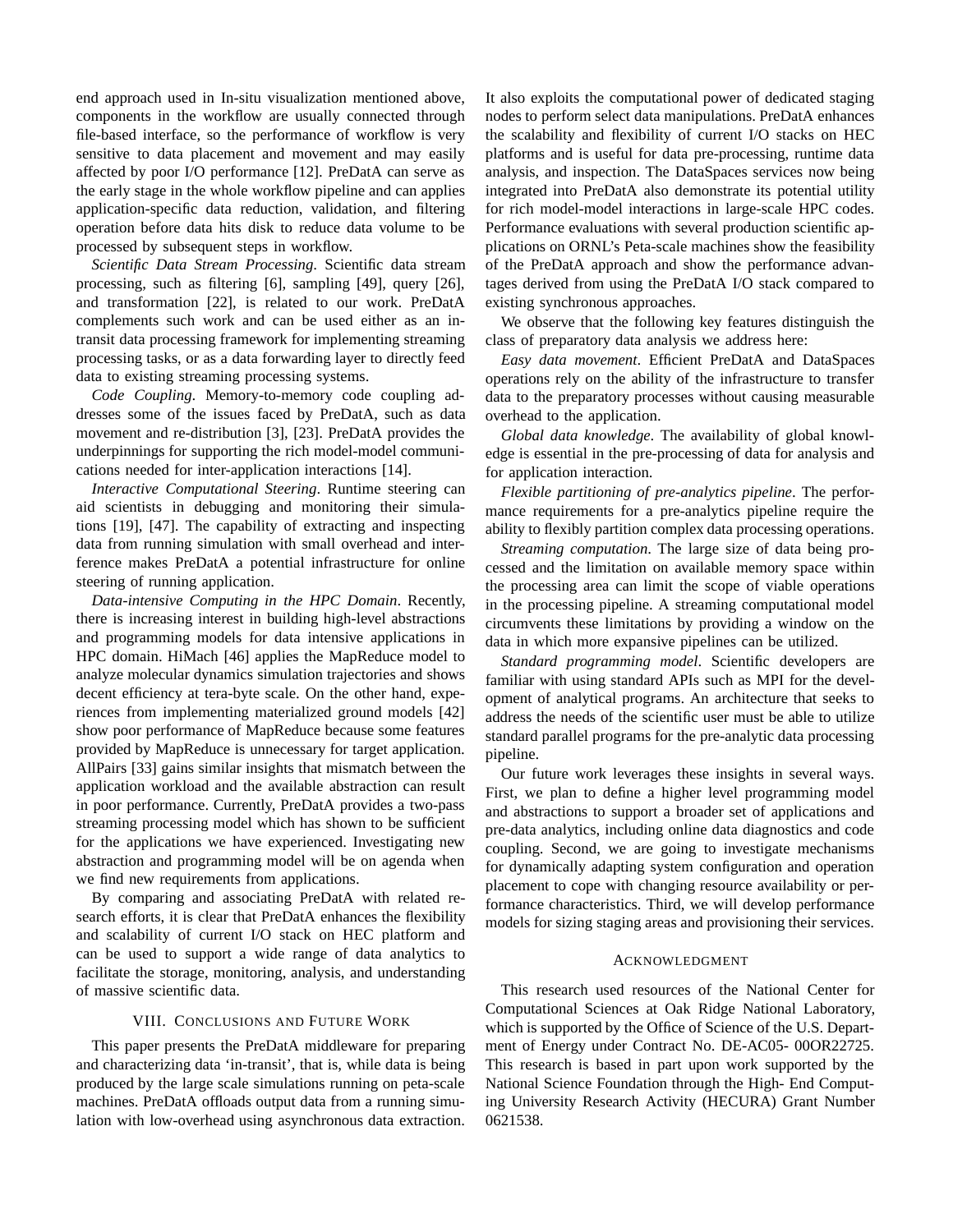end approach used in In-situ visualization mentioned above, components in the workflow are usually connected through file-based interface, so the performance of workflow is very sensitive to data placement and movement and may easily affected by poor I/O performance [12]. PreDatA can serve as the early stage in the whole workflow pipeline and can applies application-specific data reduction, validation, and filtering operation before data hits disk to reduce data volume to be processed by subsequent steps in workflow.

*Scientific Data Stream Processing*. Scientific data stream processing, such as filtering [6], sampling [49], query [26], and transformation [22], is related to our work. PreDatA complements such work and can be used either as an in-transit data processing framework for implementing streaming processing tasks, or as a data forwarding layer to directly feed data to existing streaming processing systems.

*Code Coupling*. Memory-to-memory code coupling addresses some of the issues faced by PreDatA, such as data movement and re-distribution [3], [23]. PreDatA provides the underpinnings for supporting the rich model-model communications needed for inter-application interactions [14].

*Interactive Computational Steering*. Runtime steering can aid scientists in debugging and monitoring their simulations [19], [47]. The capability of extracting and inspecting data from running simulation with small overhead and interference makes PreDatA a potential infrastructure for online steering of running application.

*Data-intensive Computing in the HPC Domain*. Recently, there is increasing interest in building high-level abstractions and programming models for data intensive applications in HPC domain. HiMach [46] applies the MapReduce model to analyze molecular dynamics simulation trajectories and shows decent efficiency at tera-byte scale. On the other hand, experiences from implementing materialized ground models [42] show poor performance of MapReduce because some features provided by MapReduce is unnecessary for target application. AllPairs [33] gains similar insights that mismatch between the application workload and the available abstraction can result in poor performance. Currently, PreDatA provides a two-pass streaming processing model which has shown to be sufficient for the applications we have experienced. Investigating new abstraction and programming model will be on agenda when we find new requirements from applications.

By comparing and associating PreDatA with related research efforts, it is clear that PreDatA enhances the flexibility and scalability of current I/O stack on HEC platform and can be used to support a wide range of data analytics to facilitate the storage, monitoring, analysis, and understanding of massive scientific data.

## VIII. Conclusions and Future Work

This paper presents the PreDatA middleware for preparing and characterizing data 'in-transit', that is, while data is being produced by the large scale simulations running on peta-scale machines. PreDatA offloads output data from a running simulation with low-overhead using asynchronous data extraction. It also exploits the computational power of dedicated staging nodes to perform select data manipulations. PreDatA enhances the scalability and flexibility of current I/O stacks on HEC platforms and is useful for data pre-processing, runtime data analysis, and inspection. The DataSpaces services now being integrated into PreDatA also demonstrate its potential utility for rich model-model interactions in large-scale HPC codes. Performance evaluations with several production scientific applications on ORNL's Peta-scale machines show the feasibility of the PreDatA approach and show the performance advantages derived from using the PreDatA I/O stack compared to existing synchronous approaches.

We observe that the following key features distinguish the class of preparatory data analysis we address here:

*Easy data movement*. Efficient PreDatA and DataSpaces operations rely on the ability of the infrastructure to transfer data to the preparatory processes without causing measurable overhead to the application.

*Global data knowledge*. The availability of global knowledge is essential in the pre-processing of data for analysis and for application interaction.

*Flexible partitioning of pre-analytics pipeline*. The performance requirements for a pre-analytics pipeline require the ability to flexibly partition complex data processing operations.

*Streaming computation*. The large size of data being processed and the limitation on available memory space within the processing area can limit the scope of viable operations in the processing pipeline. A streaming computational model circumvents these limitations by providing a window on the data in which more expansive pipelines can be utilized.

*Standard programming model*. Scientific developers are familiar with using standard APIs such as MPI for the development of analytical programs. An architecture that seeks to address the needs of the scientific user must be able to utilize standard parallel programs for the pre-analytic data processing pipeline.

Our future work leverages these insights in several ways. First, we plan to define a higher level programming model and abstractions to support a broader set of applications and pre-data analytics, including online data diagnostics and code coupling. Second, we are going to investigate mechanisms for dynamically adapting system configuration and operation placement to cope with changing resource availability or performance characteristics. Third, we will develop performance models for sizing staging areas and provisioning their services.

## Acknowledgment

This research used resources of the National Center for Computational Sciences at Oak Ridge National Laboratory, which is supported by the Office of Science of the U.S. Department of Energy under Contract No. DE-AC05- 00OR22725. This research is based in part upon work supported by the National Science Foundation through the High- End Computing University Research Activity (HECURA) Grant Number 0621538.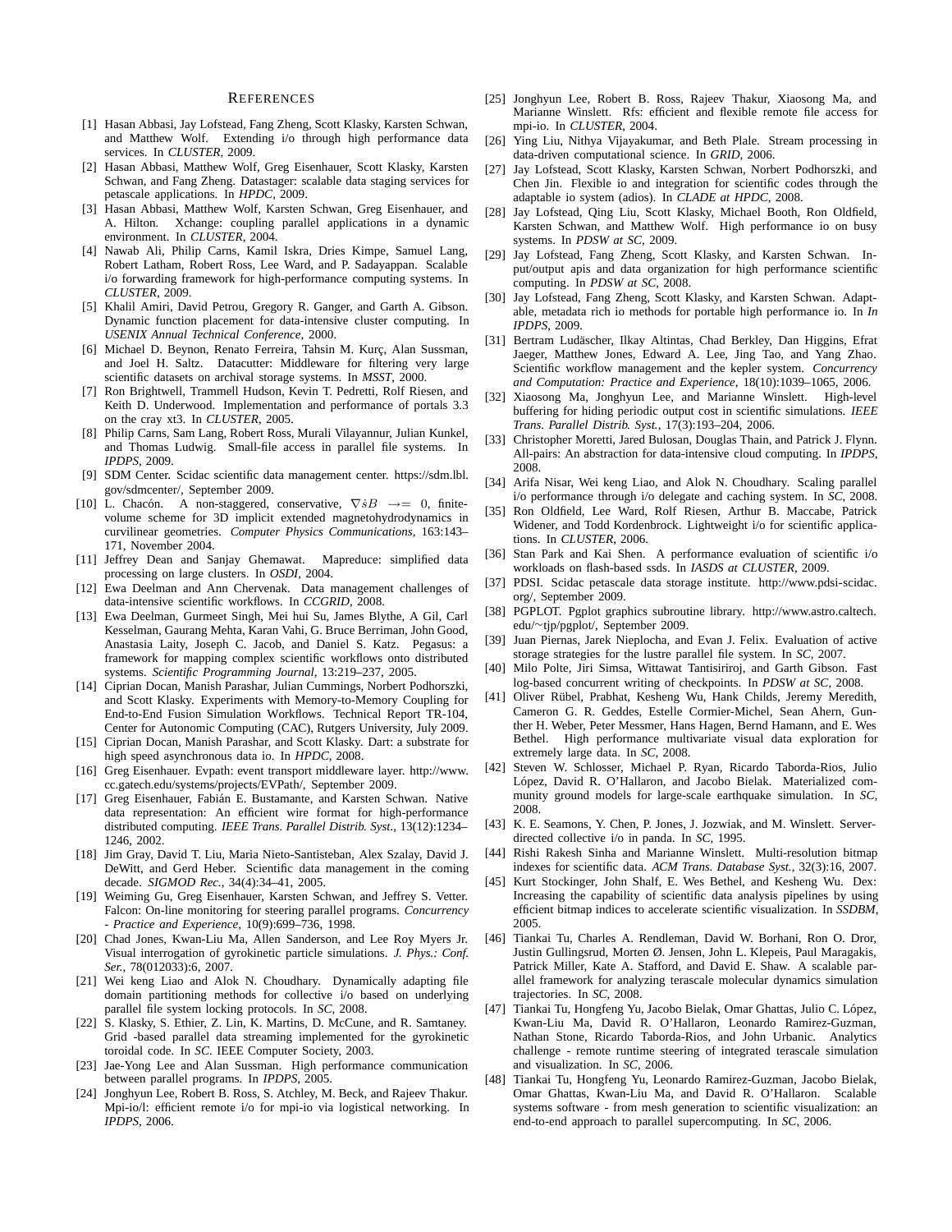# REFERENCES

[1] Hasan Abbasi, Jay Lofstead, Fang Zheng, Scott Klasky, Karsten Schwan, and Matthew Wolf. Extending i/o through high performance data services. In *CLUSTER*, 2009.

[2] Hasan Abbasi, Matthew Wolf, Greg Eisenhauer, Scott Klasky, Karsten Schwan, and Fang Zheng. Datastager: scalable data staging services for petascale applications. In *HPDC*, 2009.

[3] Hasan Abbasi, Matthew Wolf, Karsten Schwan, Greg Eisenhauer, and A. Hilton. Xchange: coupling parallel applications in a dynamic environment. In *CLUSTER*, 2004.

[4] Nawab Ali, Philip Carns, Kamil Iskra, Dries Kimpe, Samuel Lang, Robert Latham, Robert Ross, Lee Ward, and P. Sadayappan. Scalable i/o forwarding framework for high-performance computing systems. In *CLUSTER*, 2009.

[5] Khalil Amiri, David Petrou, Gregory R. Ganger, and Garth A. Gibson. Dynamic function placement for data-intensive cluster computing. In *USENIX Annual Technical Conference*, 2000.

[6] Michael D. Beynon, Renato Ferreira, Tahsin M. Kurç, Alan Sussman, and Joel H. Saltz. Datacutter: Middleware for filtering very large scientific datasets on archival storage systems. In *MSST*, 2000.

[7] Ron Brightwell, Trammell Hudson, Kevin T. Pedretti, Rolf Riesen, and Keith D. Underwood. Implementation and performance of portals 3.3 on the cray xt3. In *CLUSTER*, 2005.

[8] Philip Carns, Sam Lang, Robert Ross, Murali Vilayannur, Julian Kunkel, and Thomas Ludwig. Small-file access in parallel file systems. In *IPDPS*, 2009.

[9] SDM Center. Scidac scientific data management center. https://sdm.lbl.gov/sdmcenter/, September 2009.

[10] L. Chacón. A non-staggered, conservative, $\nabla \dot{s} B \rightarrow = 0$, finite-volume scheme for 3D implicit extended magnetohydrodynamics in curvilinear geometries. *Computer Physics Communications*, 163:143–171, November 2004.

[11] Jeffrey Dean and Sanjay Ghemawat. Mapreduce: simplified data processing on large clusters. In *OSDI*, 2004.

[12] Ewa Deelman and Ann Chervenak. Data management challenges of data-intensive scientific workflows. In *CCGRID*, 2008.

[13] Ewa Deelman, Gurmeet Singh, Mei hui Su, James Blythe, A Gil, Carl Kesselman, Gaurang Mehta, Karan Vahi, G. Bruce Berriman, John Good, Anastasia Laity, Joseph C. Jacob, and Daniel S. Katz. Pegasus: a framework for mapping complex scientific workflows onto distributed systems. *Scientific Programming Journal*, 13:219–237, 2005.

[14] Ciprian Docan, Manish Parashar, Julian Cummings, Norbert Podhorszki, and Scott Klasky. Experiments with Memory-to-Memory Coupling for End-to-End Fusion Simulation Workflows. Technical Report TR-104, Center for Autonomic Computing (CAC), Rutgers University, July 2009.

[15] Ciprian Docan, Manish Parashar, and Scott Klasky. Dart: a substrate for high speed asynchronous data io. In *HPDC*, 2008.

[16] Greg Eisenhauer. Evpath: event transport middleware layer. http://www.cc.gatech.edu/systems/projects/EVPath/, September 2009.

[17] Greg Eisenhauer, Fabián E. Bustamante, and Karsten Schwan. Native data representation: An efficient wire format for high-performance distributed computing. *IEEE Trans. Parallel Distrib. Syst.*, 13(12):1234–1246, 2002.

[18] Jim Gray, David T. Liu, Maria Nieto-Santisteban, Alex Szalay, David J. DeWitt, and Gerd Heber. Scientific data management in the coming decade. *SIGMOD Rec.*, 34(4):34–41, 2005.

[19] Weiming Gu, Greg Eisenhauer, Karsten Schwan, and Jeffrey S. Vetter. Falcon: On-line monitoring for steering parallel programs. *Concurrency - Practice and Experience*, 10(9):699–736, 1998.

[20] Chad Jones, Kwan-Liu Ma, Allen Sanderson, and Lee Roy Myers Jr. Visual interrogation of gyrokinetic particle simulations. *J. Phys.: Conf. Ser.*, 78(012033):6, 2007.

[21] Wei keng Liao and Alok N. Choudhary. Dynamically adapting file domain partitioning methods for collective i/o based on underlying parallel file system locking protocols. In *SC*, 2008.

[22] S. Klasky, S. Ethier, Z. Lin, K. Martins, D. McCune, and R. Samtaney. Grid -based parallel data streaming implemented for the gyrokinetic toroidal code. In *SC*. IEEE Computer Society, 2003.

[23] Jae-Yong Lee and Alan Sussman. High performance communication between parallel programs. In *IPDPS*, 2005.

[24] Jonghyun Lee, Robert B. Ross, S. Atchley, M. Beck, and Rajeev Thakur. Mpi-io/l: efficient remote i/o for mpi-io via logistical networking. In *IPDPS*, 2006.

[25] Jonghyun Lee, Robert B. Ross, Rajeev Thakur, Xiaosong Ma, and Marianne Winslett. Rfs: efficient and flexible remote file access for mpi-io. In *CLUSTER*, 2004.

[26] Ying Liu, Nithya Vijayakumar, and Beth Plale. Stream processing in data-driven computational science. In *GRID*, 2006.

[27] Jay Lofstead, Scott Klasky, Karsten Schwan, Norbert Podhorszki, and Chen Jin. Flexible io and integration for scientific codes through the adaptable io system (adios). In *CLADE at HPDC*, 2008.

[28] Jay Lofstead, Qing Liu, Scott Klasky, Michael Booth, Ron Oldfield, Karsten Schwan, and Matthew Wolf. High performance io on busy systems. In *PDSW at SC*, 2009.

[29] Jay Lofstead, Fang Zheng, Scott Klasky, and Karsten Schwan. Input/output apis and data organization for high performance scientific computing. In *PDSW at SC*, 2008.

[30] Jay Lofstead, Fang Zheng, Scott Klasky, and Karsten Schwan. Adaptable, metadata rich io methods for portable high performance io. In *In IPDPS*, 2009.

[31] Bertram Ludäscher, Ilkay Altintas, Chad Berkley, Dan Higgins, Efrat Jaeger, Matthew Jones, Edward A. Lee, Jing Tao, and Yang Zhao. Scientific workflow management and the kepler system. *Concurrency and Computation: Practice and Experience*, 18(10):1039–1065, 2006.

[32] Xiaosong Ma, Jonghyun Lee, and Marianne Winslett. High-level buffering for hiding periodic output cost in scientific simulations. *IEEE Trans. Parallel Distrib. Syst.*, 17(3):193–204, 2006.

[33] Christopher Moretti, Jared Bulosan, Douglas Thain, and Patrick J. Flynn. All-pairs: An abstraction for data-intensive cloud computing. In *IPDPS*, 2008.

[34] Arifa Nisar, Wei keng Liao, and Alok N. Choudhary. Scaling parallel i/o performance through i/o delegate and caching system. In *SC*, 2008.

[35] Ron Oldfield, Lee Ward, Rolf Riesen, Arthur B. Maccabe, Patrick Widener, and Todd Kordenbrock. Lightweight i/o for scientific applications. In *CLUSTER*, 2006.

[36] Stan Park and Kai Shen. A performance evaluation of scientific i/o workloads on flash-based ssds. In *IASDS at CLUSTER*, 2009.

[37] PDSI. Scidac petascale data storage institute. http://www.pdsi-scidac.org/, September 2009.

[38] PGPLOT. Pgplot graphics subroutine library. http://www.astro.caltech.edu/~tjp/pgplot/, September 2009.

[39] Juan Piernas, Jarek Nieplocha, and Evan J. Felix. Evaluation of active storage strategies for the lustre parallel file system. In *SC*, 2007.

[40] Milo Polte, Jiri Simsa, Wittawat Tantisiriroj, and Garth Gibson. Fast log-based concurrent writing of checkpoints. In *PDSW at SC*, 2008.

[41] Oliver Rübel, Prabhat, Kesheng Wu, Hank Childs, Jeremy Meredith, Cameron G. R. Geddes, Estelle Cormier-Michel, Sean Ahern, Gunther H. Weber, Peter Messmer, Hans Hagen, Bernd Hamann, and E. Wes Bethel. High performance multivariate visual data exploration for extremely large data. In *SC*, 2008.

[42] Steven W. Schlosser, Michael P. Ryan, Ricardo Taborda-Rios, Julio López, David R. O'Hallaron, and Jacobo Bielak. Materialized community ground models for large-scale earthquake simulation. In *SC*, 2008.

[43] K. E. Seamons, Y. Chen, P. Jones, J. Jozwiak, and M. Winslett. Server-directed collective i/o in panda. In *SC*, 1995.

[44] Rishi Rakesh Sinha and Marianne Winslett. Multi-resolution bitmap indexes for scientific data. *ACM Trans. Database Syst.*, 32(3):16, 2007.

[45] Kurt Stockinger, John Shalf, E. Wes Bethel, and Kesheng Wu. Dex: Increasing the capability of scientific data analysis pipelines by using efficient bitmap indices to accelerate scientific visualization. In *SSDBM*, 2005.

[46] Tiankai Tu, Charles A. Rendleman, David W. Borhani, Ron O. Dror, Justin Gullingsrud, Morten Ø. Jensen, John L. Klepeis, Paul Maragakis, Patrick Miller, Kate A. Stafford, and David E. Shaw. A scalable parallel framework for analyzing terascale molecular dynamics simulation trajectories. In *SC*, 2008.

[47] Tiankai Tu, Hongfeng Yu, Jacobo Bielak, Omar Ghattas, Julio C. López, Kwan-Liu Ma, David R. O'Hallaron, Leonardo Ramirez-Guzman, Nathan Stone, Ricardo Taborda-Rios, and John Urbanic. Analytics challenge - remote runtime steering of integrated terascale simulation and visualization. In *SC*, 2006.

[48] Tiankai Tu, Hongfeng Yu, Leonardo Ramirez-Guzman, Jacobo Bielak, Omar Ghattas, Kwan-Liu Ma, and David R. O'Hallaron. Scalable systems software - from mesh generation to scientific visualization: an end-to-end approach to parallel supercomputing. In *SC*, 2006.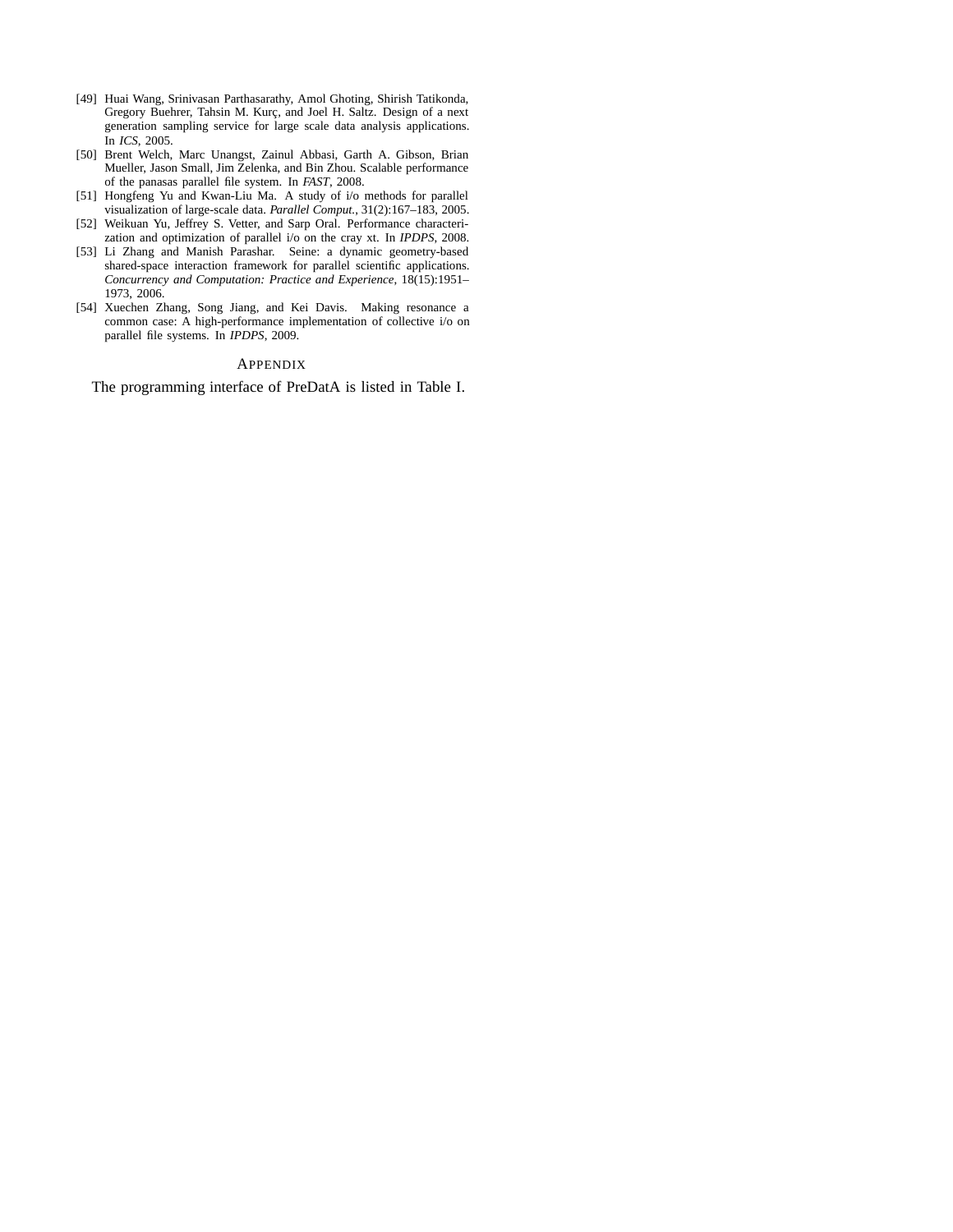[49] Huai Wang, Srinivasan Parthasarathy, Amol Ghoting, Shirish Tatikonda, Gregory Buehrer, Tahsin M. Kurç, and Joel H. Saltz. Design of a next generation sampling service for large scale data analysis applications. In *ICS*, 2005.

[50] Brent Welch, Marc Unangst, Zainul Abbasi, Garth A. Gibson, Brian Mueller, Jason Small, Jim Zelenka, and Bin Zhou. Scalable performance of the panasas parallel file system. In *FAST*, 2008.

[51] Hongfeng Yu and Kwan-Liu Ma. A study of i/o methods for parallel visualization of large-scale data. *Parallel Comput.*, 31(2):167–183, 2005.

[52] Weikuan Yu, Jeffrey S. Vetter, and Sarp Oral. Performance characterization and optimization of parallel i/o on the cray xt. In *IPDPS*, 2008.

[53] Li Zhang and Manish Parashar. Seine: a dynamic geometry-based shared-space interaction framework for parallel scientific applications. *Concurrency and Computation: Practice and Experience*, 18(15):1951–1973, 2006.

[54] Xuechen Zhang, Song Jiang, and Kei Davis. Making resonance a common case: A high-performance implementation of collective i/o on parallel file systems. In *IPDPS*, 2009.

## APPENDIX

The programming interface of PreDatA is listed in Table I.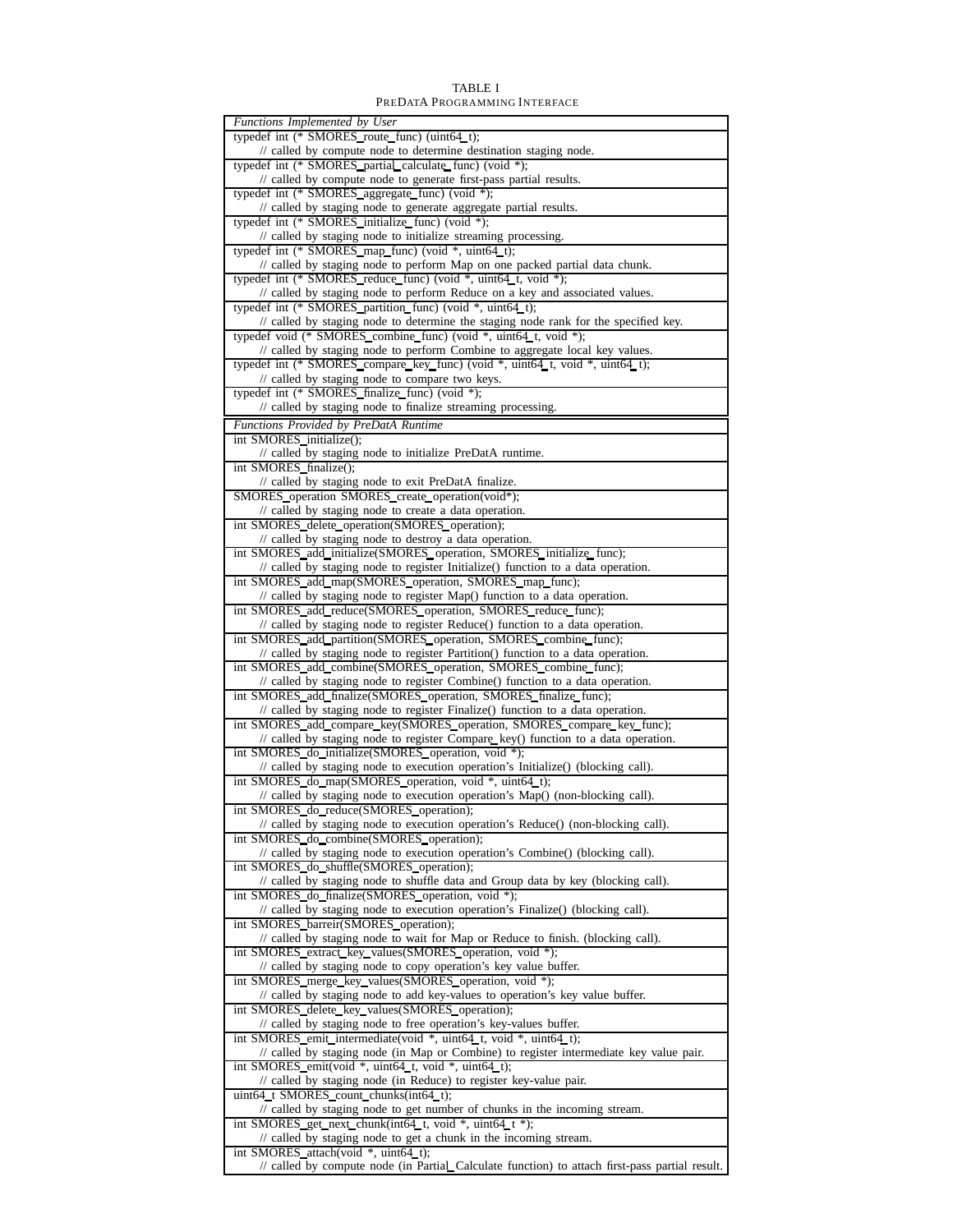TABLE I
PREDATA PROGRAMMING INTERFACE

| |
|---|
| *Functions Implemented by User* |
| typedef int (* SMORES_route_func) (uint64_t);<br>// called by compute node to determine destination staging node. |
| typedef int (* SMORES_partial_calculate_func) (void *);<br>// called by compute node to generate first-pass partial results. |
| typedef int (* SMORES_aggregate_func) (void *);<br>// called by staging node to generate aggregate partial results. |
| typedef int (* SMORES_initialize_func) (void *);<br>// called by staging node to initialize streaming processing. |
| typedef int (* SMORES_map_func) (void *, uint64_t);<br>// called by staging node to perform Map on one packed partial data chunk. |
| typedef int (* SMORES_reduce_func) (void *, uint64_t, void *);<br>// called by staging node to perform Reduce on a key and associated values. |
| typedef int (* SMORES_partition_func) (void *, uint64_t);<br>// called by staging node to determine the staging node rank for the specified key. |
| typedef void (* SMORES_combine_func) (void *, uint64_t, void *);<br>// called by staging node to perform Combine to aggregate local key values. |
| typedef int (* SMORES_compare_key_func) (void *, uint64_t, void *, uint64_t);<br>// called by staging node to compare two keys. |
| typedef int (* SMORES_finalize_func) (void *);<br>// called by staging node to finalize streaming processing. |
| *Functions Provided by PreDatA Runtime* |
| int SMORES_initialize();<br>// called by staging node to initialize PreDatA runtime. |
| int SMORES_finalize();<br>// called by staging node to exit PreDatA finalize. |
| SMORES_operation SMORES_create_operation(void*);<br>// called by staging node to create a data operation. |
| int SMORES_delete_operation(SMORES_operation);<br>// called by staging node to destroy a data operation. |
| int SMORES_add_initialize(SMORES_operation, SMORES_initialize_func);<br>// called by staging node to register Initialize() function to a data operation. |
| int SMORES_add_map(SMORES_operation, SMORES_map_func);<br>// called by staging node to register Map() function to a data operation. |
| int SMORES_add_reduce(SMORES_operation, SMORES_reduce_func);<br>// called by staging node to register Reduce() function to a data operation. |
| int SMORES_add_partition(SMORES_operation, SMORES_combine_func);<br>// called by staging node to register Partition() function to a data operation. |
| int SMORES_add_combine(SMORES_operation, SMORES_combine_func);<br>// called by staging node to register Combine() function to a data operation. |
| int SMORES_add_finalize(SMORES_operation, SMORES_finalize_func);<br>// called by staging node to register Finalize() function to a data operation. |
| int SMORES_add_compare_key(SMORES_operation, SMORES_compare_key_func);<br>// called by staging node to register Compare_key() function to a data operation. |
| int SMORES_do_initialize(SMORES_operation, void *);<br>// called by staging node to execution operation's Initialize() (blocking call). |
| int SMORES_do_map(SMORES_operation, void *, uint64_t);<br>// called by staging node to execution operation's Map() (non-blocking call). |
| int SMORES_do_reduce(SMORES_operation);<br>// called by staging node to execution operation's Reduce() (non-blocking call). |
| int SMORES_do_combine(SMORES_operation);<br>// called by staging node to execution operation's Combine() (blocking call). |
| int SMORES_do_shuffle(SMORES_operation);<br>// called by staging node to shuffle data and Group data by key (blocking call). |
| int SMORES_do_finalize(SMORES_operation, void *);<br>// called by staging node to execution operation's Finalize() (blocking call). |
| int SMORES_barreir(SMORES_operation);<br>// called by staging node to wait for Map or Reduce to finish. (blocking call). |
| int SMORES_extract_key_values(SMORES_operation, void *);<br>// called by staging node to copy operation's key value buffer. |
| int SMORES_merge_key_values(SMORES_operation, void *);<br>// called by staging node to add key-values to operation's key value buffer. |
| int SMORES_delete_key_values(SMORES_operation);<br>// called by staging node to free operation's key-values buffer. |
| int SMORES_emit_intermediate(void *, uint64_t, void *, uint64_t);<br>// called by staging node (in Map or Combine) to register intermediate key value pair. |
| int SMORES_emit(void *, uint64_t, void *, uint64_t);<br>// called by staging node (in Reduce) to register key-value pair. |
| uint64_t SMORES_count_chunks(int64_t);<br>// called by staging node to get number of chunks in the incoming stream. |
| int SMORES_get_next_chunk(int64_t, void *, uint64_t *);<br>// called by staging node to get a chunk in the incoming stream. |
| int SMORES_attach(void *, uint64_t);<br>// called by compute node (in Partial_Calculate function) to attach first-pass partial result. |